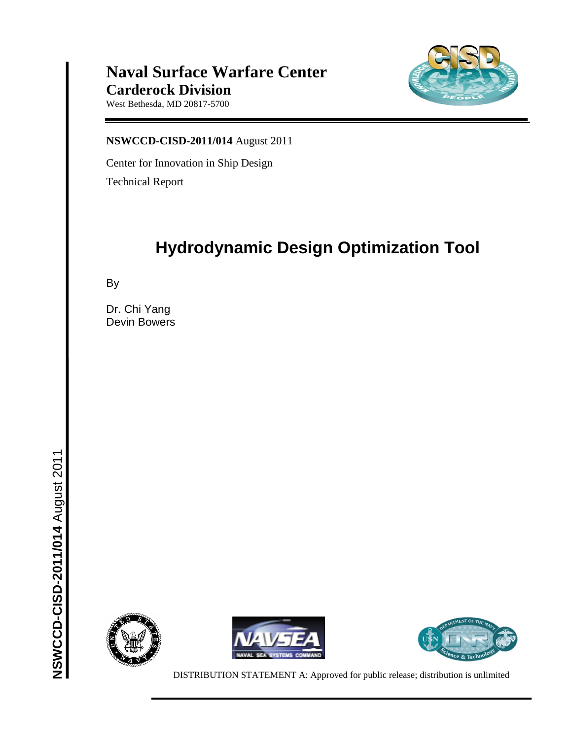**Naval Surface Warfare Center**
**Carderock Division**
West Bethesda, MD 20817-5700

**NSWCCD-CISD-2011/014** August 2011

Center for Innovation in Ship Design

Technical Report

# Hydrodynamic Design Optimization Tool

By

Dr. Chi Yang
Devin Bowers

**NSWCCD-CISD-2011/014** August 2011

DISTRIBUTION STATEMENT A: Approved for public release; distribution is unlimited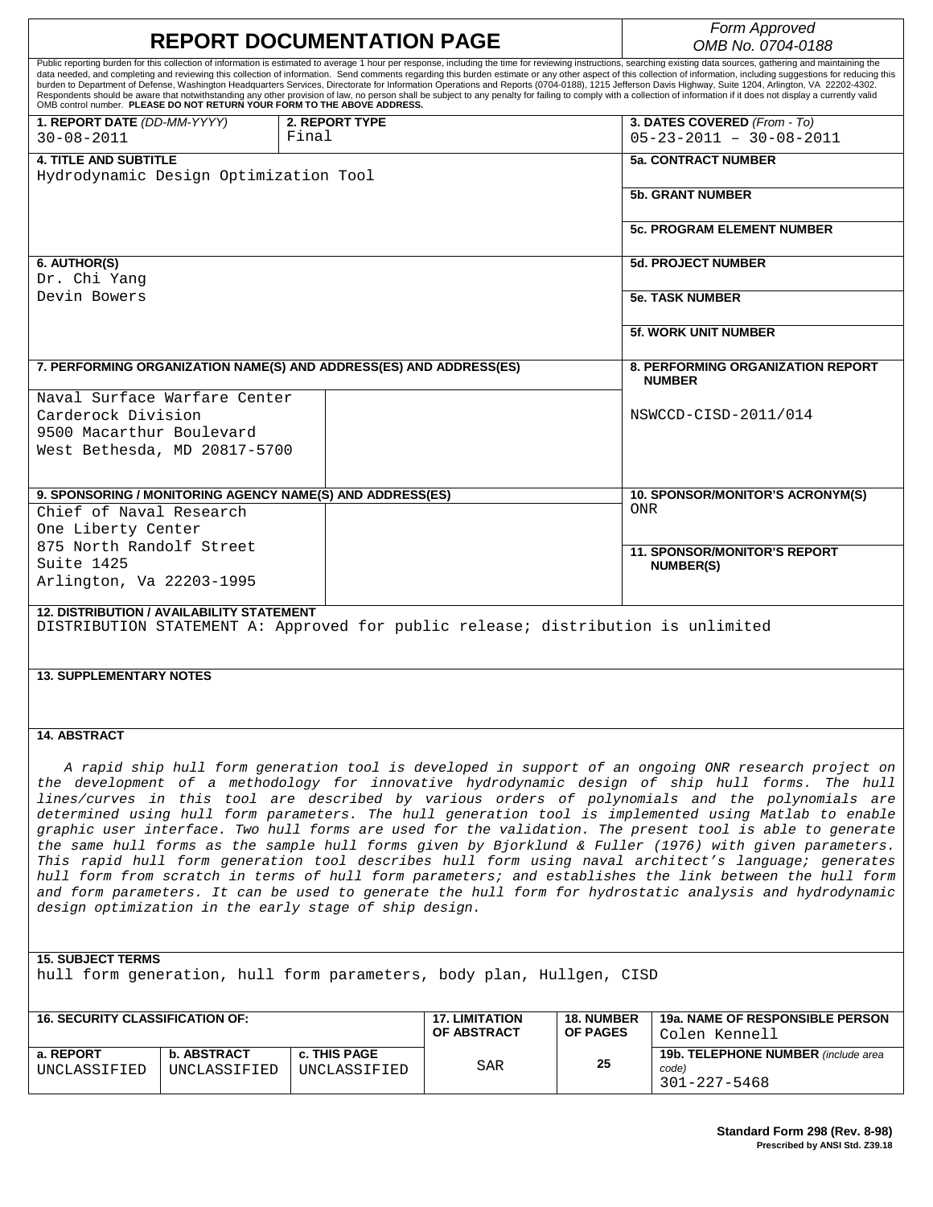# REPORT DOCUMENTATION PAGE

*Form Approved*
*OMB No. 0704-0188*

Public reporting burden for this collection of information is estimated to average 1 hour per response, including the time for reviewing instructions, searching existing data sources, gathering and maintaining the data needed, and completing and reviewing this collection of information. Send comments regarding this burden estimate or any other aspect of this collection of information, including suggestions for reducing this burden to Department of Defense, Washington Headquarters Services, Directorate for Information Operations and Reports (0704-0188), 1215 Jefferson Davis Highway, Suite 1204, Arlington, VA 22202-4302. Respondents should be aware that notwithstanding any other provision of law, no person shall be subject to any penalty for failing to comply with a collection of information if it does not display a currently valid OMB control number. **PLEASE DO NOT RETURN YOUR FORM TO THE ABOVE ADDRESS.**

| **1. REPORT DATE** *(DD-MM-YYYY)* | **2. REPORT TYPE** | **3. DATES COVERED** *(From - To)* |
|---|---|---|
| 30-08-2011 | Final | 05-23-2011 – 30-08-2011 |

**4. TITLE AND SUBTITLE**
Hydrodynamic Design Optimization Tool

**5a. CONTRACT NUMBER**

**5b. GRANT NUMBER**

**5c. PROGRAM ELEMENT NUMBER**

**6. AUTHOR(S)**
Dr. Chi Yang
Devin Bowers

**5d. PROJECT NUMBER**

**5e. TASK NUMBER**

**5f. WORK UNIT NUMBER**

**7. PERFORMING ORGANIZATION NAME(S) AND ADDRESS(ES) AND ADDRESS(ES)**
Naval Surface Warfare Center
Carderock Division
9500 Macarthur Boulevard
West Bethesda, MD 20817-5700

**8. PERFORMING ORGANIZATION REPORT NUMBER**
NSWCCD-CISD-2011/014

**9. SPONSORING / MONITORING AGENCY NAME(S) AND ADDRESS(ES)**
Chief of Naval Research
One Liberty Center
875 North Randolf Street
Suite 1425
Arlington, Va 22203-1995

**10. SPONSOR/MONITOR'S ACRONYM(S)**
ONR

**11. SPONSOR/MONITOR'S REPORT NUMBER(S)**

**12. DISTRIBUTION / AVAILABILITY STATEMENT**
DISTRIBUTION STATEMENT A: Approved for public release; distribution is unlimited

**13. SUPPLEMENTARY NOTES**

**14. ABSTRACT**

*A rapid ship hull form generation tool is developed in support of an ongoing ONR research project on the development of a methodology for innovative hydrodynamic design of ship hull forms. The hull lines/curves in this tool are described by various orders of polynomials and the polynomials are determined using hull form parameters. The hull generation tool is implemented using Matlab to enable graphic user interface. Two hull forms are used for the validation. The present tool is able to generate the same hull forms as the sample hull forms given by Bjorklund & Fuller (1976) with given parameters. This rapid hull form generation tool describes hull form using naval architect's language; generates hull form from scratch in terms of hull form parameters; and establishes the link between the hull form and form parameters. It can be used to generate the hull form for hydrostatic analysis and hydrodynamic design optimization in the early stage of ship design.*

**15. SUBJECT TERMS**
hull form generation, hull form parameters, body plan, Hullgen, CISD

| **16. SECURITY CLASSIFICATION OF:** | | | **17. LIMITATION OF ABSTRACT** | **18. NUMBER OF PAGES** | **19a. NAME OF RESPONSIBLE PERSON** |
|---|---|---|---|---|---|
| **a. REPORT** | **b. ABSTRACT** | **c. THIS PAGE** | | | Colen Kennell |
| UNCLASSIFIED | UNCLASSIFIED | UNCLASSIFIED | SAR | 25 | **19b. TELEPHONE NUMBER** *(include area code)* 301-227-5468 |

**Standard Form 298 (Rev. 8-98)**
**Prescribed by ANSI Std. Z39.18**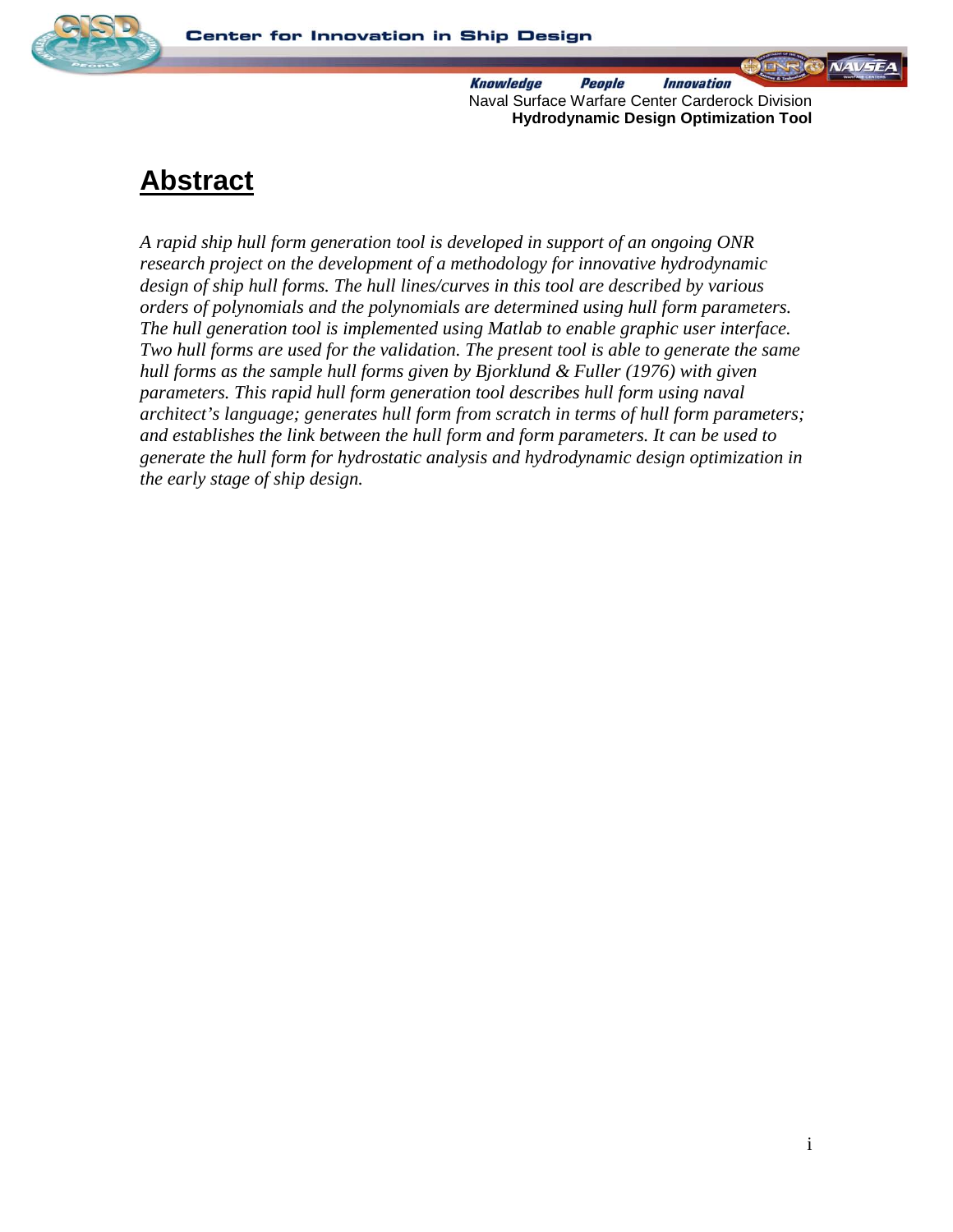# Abstract

*A rapid ship hull form generation tool is developed in support of an ongoing ONR research project on the development of a methodology for innovative hydrodynamic design of ship hull forms. The hull lines/curves in this tool are described by various orders of polynomials and the polynomials are determined using hull form parameters. The hull generation tool is implemented using Matlab to enable graphic user interface. Two hull forms are used for the validation. The present tool is able to generate the same hull forms as the sample hull forms given by Bjorklund & Fuller (1976) with given parameters. This rapid hull form generation tool describes hull form using naval architect's language; generates hull form from scratch in terms of hull form parameters; and establishes the link between the hull form and form parameters. It can be used to generate the hull form for hydrostatic analysis and hydrodynamic design optimization in the early stage of ship design.*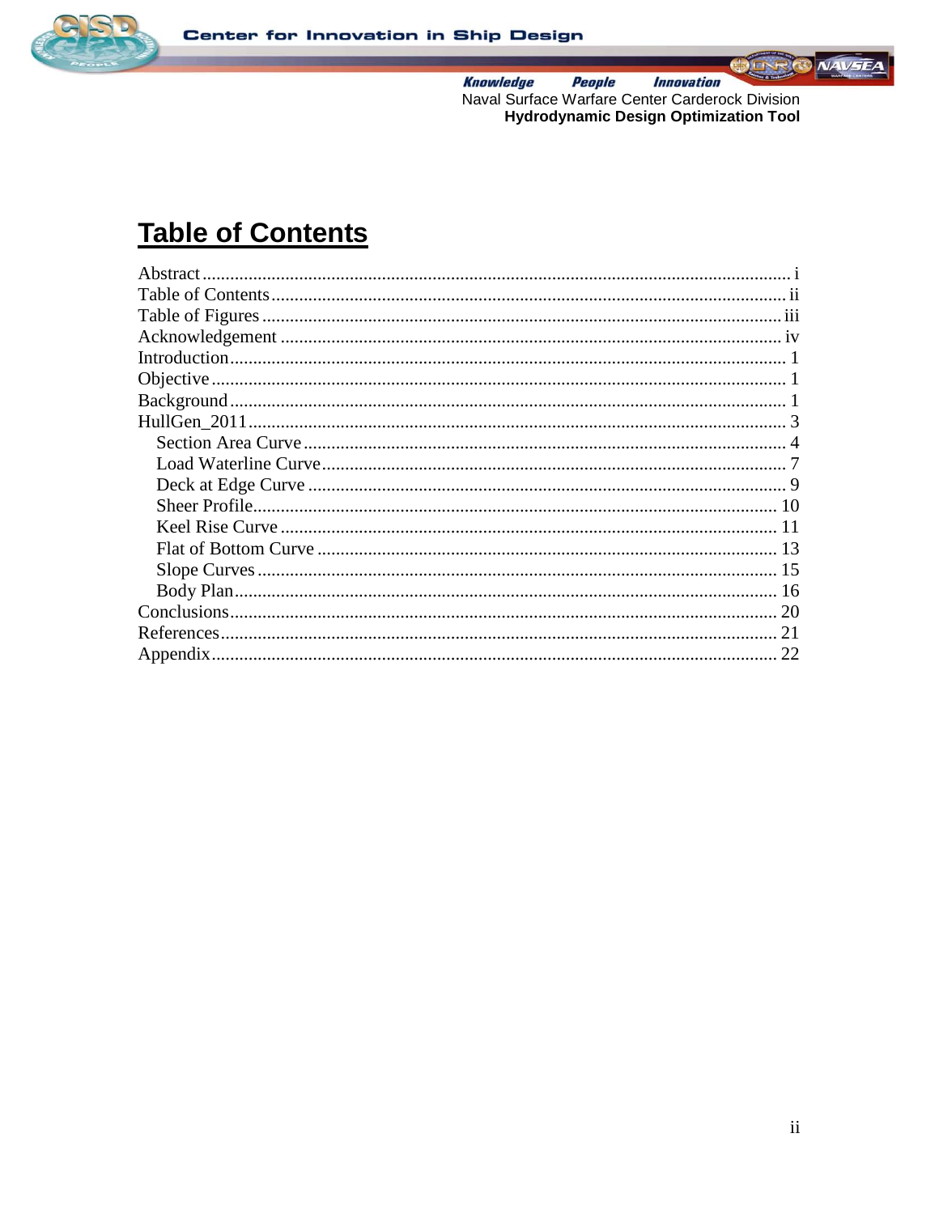# Table of Contents

Abstract .............................................................................................................................. i
Table of Contents .............................................................................................................. ii
Table of Figures ................................................................................................................ iii
Acknowledgement ............................................................................................................. iv
Introduction ........................................................................................................................ 1
Objective ............................................................................................................................ 1
Background ........................................................................................................................ 1
HullGen_2011 .................................................................................................................... 3
    Section Area Curve ........................................................................................................ 4
    Load Waterline Curve .................................................................................................... 7
    Deck at Edge Curve ....................................................................................................... 9
    Sheer Profile ................................................................................................................. 10
    Keel Rise Curve ............................................................................................................ 11
    Flat of Bottom Curve .................................................................................................... 13
    Slope Curves ................................................................................................................. 15
    Body Plan ..................................................................................................................... 16
Conclusions ...................................................................................................................... 20
References ........................................................................................................................ 21
Appendix .......................................................................................................................... 22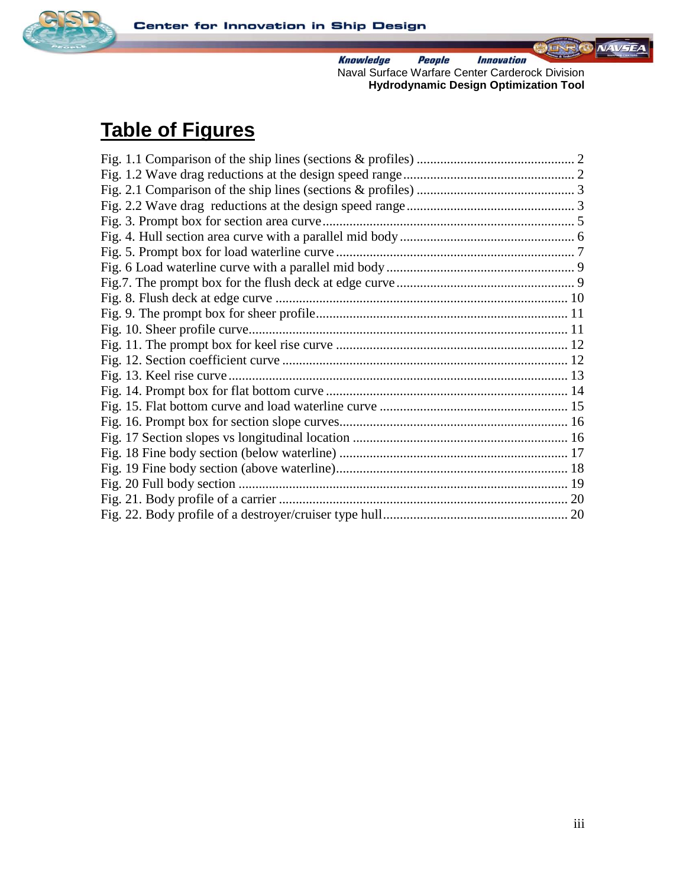# Table of Figures

Fig. 1.1 Comparison of the ship lines (sections & profiles) ............................................... 2
Fig. 1.2 Wave drag reductions at the design speed range .................................................. 2
Fig. 2.1 Comparison of the ship lines (sections & profiles) ............................................... 3
Fig. 2.2 Wave drag  reductions at the design speed range .................................................. 3
Fig. 3. Prompt box for section area curve ........................................................................... 5
Fig. 4. Hull section area curve with a parallel mid body ..................................................... 6
Fig. 5. Prompt box for load waterline curve ....................................................................... 7
Fig. 6 Load waterline curve with a parallel mid body ......................................................... 9
Fig.7. The prompt box for the flush deck at edge curve ..................................................... 9
Fig. 8. Flush deck at edge curve ....................................................................................... 10
Fig. 9. The prompt box for sheer profile ........................................................................... 11
Fig. 10. Sheer profile curve ............................................................................................... 11
Fig. 11. The prompt box for keel rise curve ..................................................................... 12
Fig. 12. Section coefficient curve ..................................................................................... 12
Fig. 13. Keel rise curve ..................................................................................................... 13
Fig. 14. Prompt box for flat bottom curve ........................................................................ 14
Fig. 15. Flat bottom curve and load waterline curve ........................................................ 15
Fig. 16. Prompt box for section slope curves .................................................................... 16
Fig. 17 Section slopes vs longitudinal location ................................................................ 16
Fig. 18 Fine body section (below waterline) .................................................................... 17
Fig. 19 Fine body section (above waterline) ..................................................................... 18
Fig. 20 Full body section .................................................................................................. 19
Fig. 21. Body profile of a carrier ...................................................................................... 20
Fig. 22. Body profile of a destroyer/cruiser type hull ....................................................... 20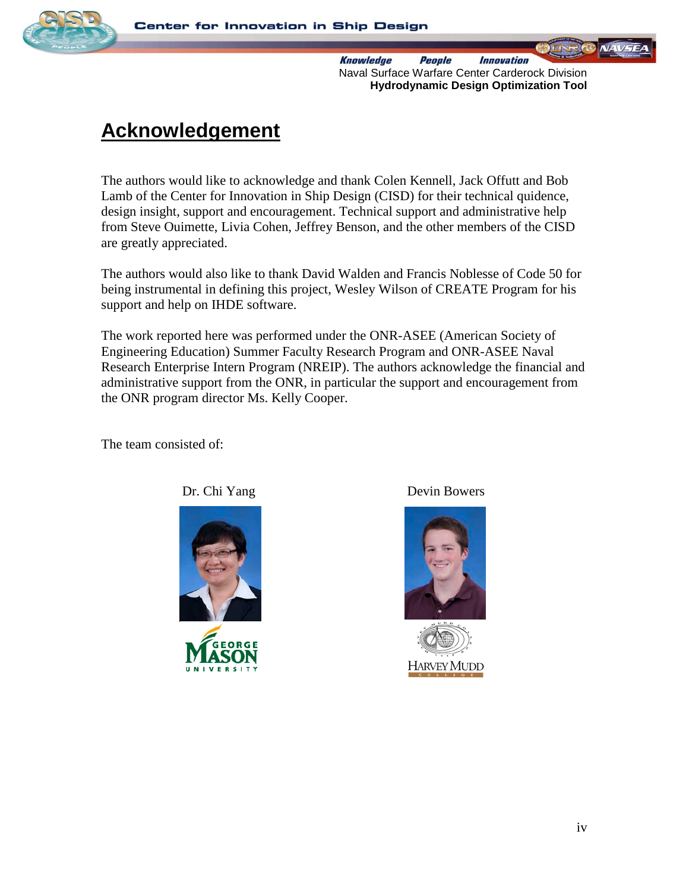# Acknowledgement

The authors would like to acknowledge and thank Colen Kennell, Jack Offutt and Bob Lamb of the Center for Innovation in Ship Design (CISD) for their technical quidence, design insight, support and encouragement. Technical support and administrative help from Steve Ouimette, Livia Cohen, Jeffrey Benson, and the other members of the CISD are greatly appreciated.

The authors would also like to thank David Walden and Francis Noblesse of Code 50 for being instrumental in defining this project, Wesley Wilson of CREATE Program for his support and help on IHDE software.

The work reported here was performed under the ONR-ASEE (American Society of Engineering Education) Summer Faculty Research Program and ONR-ASEE Naval Research Enterprise Intern Program (NREIP). The authors acknowledge the financial and administrative support from the ONR, in particular the support and encouragement from the ONR program director Ms. Kelly Cooper.

The team consisted of:

Dr. Chi Yang

George Mason University

Devin Bowers

Harvey Mudd College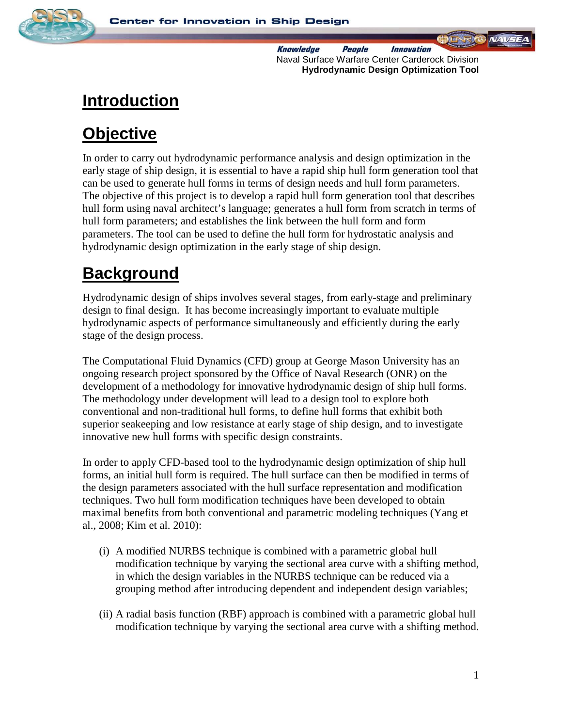# Introduction

## Objective

In order to carry out hydrodynamic performance analysis and design optimization in the early stage of ship design, it is essential to have a rapid ship hull form generation tool that can be used to generate hull forms in terms of design needs and hull form parameters. The objective of this project is to develop a rapid hull form generation tool that describes hull form using naval architect's language; generates a hull form from scratch in terms of hull form parameters; and establishes the link between the hull form and form parameters. The tool can be used to define the hull form for hydrostatic analysis and hydrodynamic design optimization in the early stage of ship design.

## Background

Hydrodynamic design of ships involves several stages, from early-stage and preliminary design to final design. It has become increasingly important to evaluate multiple hydrodynamic aspects of performance simultaneously and efficiently during the early stage of the design process.

The Computational Fluid Dynamics (CFD) group at George Mason University has an ongoing research project sponsored by the Office of Naval Research (ONR) on the development of a methodology for innovative hydrodynamic design of ship hull forms. The methodology under development will lead to a design tool to explore both conventional and non-traditional hull forms, to define hull forms that exhibit both superior seakeeping and low resistance at early stage of ship design, and to investigate innovative new hull forms with specific design constraints.

In order to apply CFD-based tool to the hydrodynamic design optimization of ship hull forms, an initial hull form is required. The hull surface can then be modified in terms of the design parameters associated with the hull surface representation and modification techniques. Two hull form modification techniques have been developed to obtain maximal benefits from both conventional and parametric modeling techniques (Yang et al., 2008; Kim et al. 2010):

(i) A modified NURBS technique is combined with a parametric global hull modification technique by varying the sectional area curve with a shifting method, in which the design variables in the NURBS technique can be reduced via a grouping method after introducing dependent and independent design variables;

(ii) A radial basis function (RBF) approach is combined with a parametric global hull modification technique by varying the sectional area curve with a shifting method.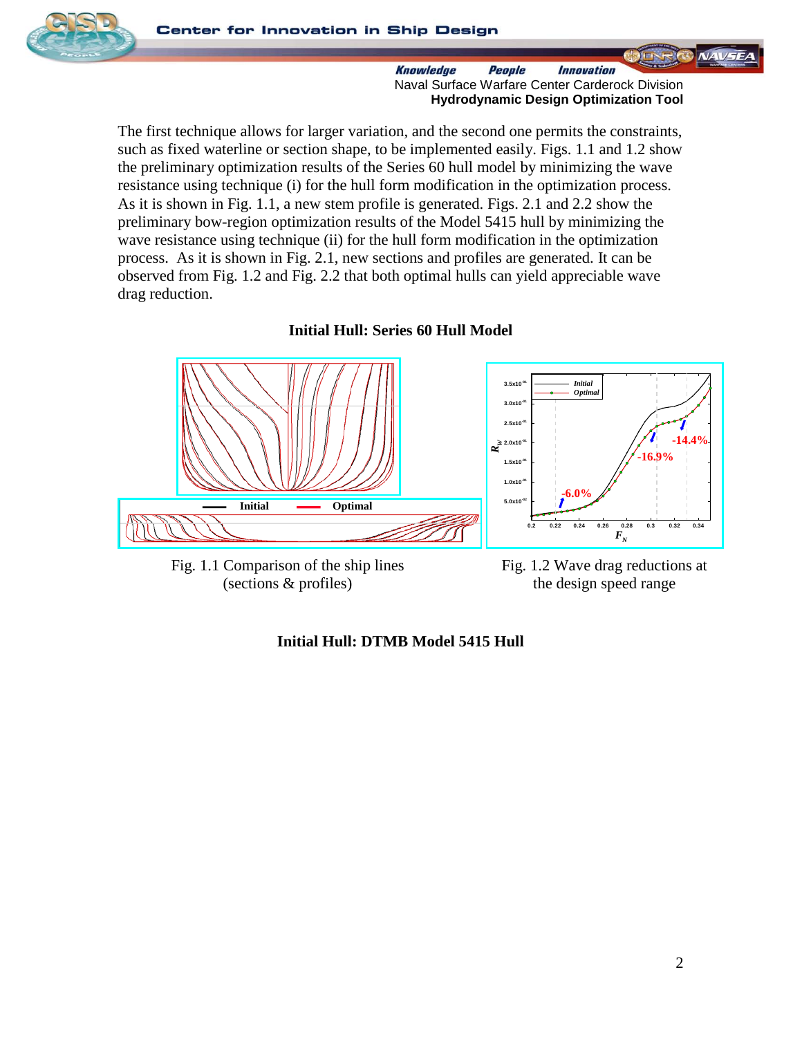The first technique allows for larger variation, and the second one permits the constraints, such as fixed waterline or section shape, to be implemented easily. Figs. 1.1 and 1.2 show the preliminary optimization results of the Series 60 hull model by minimizing the wave resistance using technique (i) for the hull form modification in the optimization process. As it is shown in Fig. 1.1, a new stem profile is generated. Figs. 2.1 and 2.2 show the preliminary bow-region optimization results of the Model 5415 hull by minimizing the wave resistance using technique (ii) for the hull form modification in the optimization process. As it is shown in Fig. 2.1, new sections and profiles are generated. It can be observed from Fig. 1.2 and Fig. 2.2 that both optimal hulls can yield appreciable wave drag reduction.

**Initial Hull: Series 60 Hull Model**

Fig. 1.1 Comparison of the ship lines (sections & profiles)

Fig. 1.2 Wave drag reductions at the design speed range

**Initial Hull: DTMB Model 5415 Hull**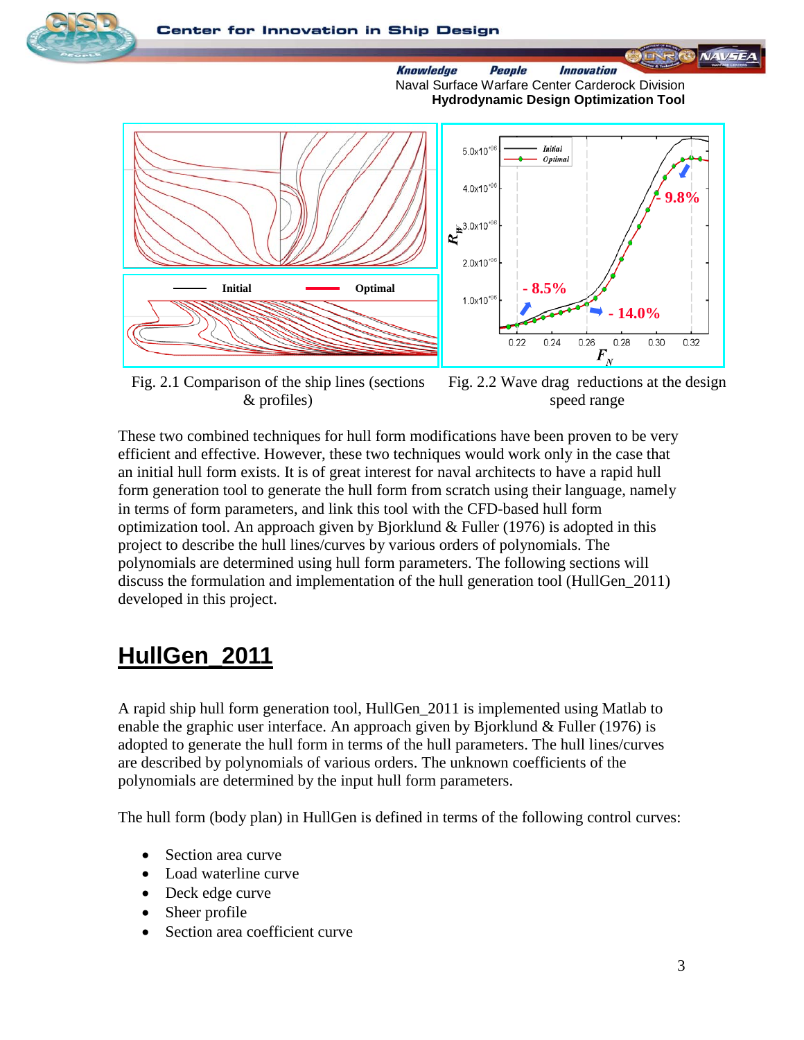Fig. 2.1 Comparison of the ship lines (sections & profiles)

Fig. 2.2 Wave drag reductions at the design speed range

These two combined techniques for hull form modifications have been proven to be very efficient and effective. However, these two techniques would work only in the case that an initial hull form exists. It is of great interest for naval architects to have a rapid hull form generation tool to generate the hull form from scratch using their language, namely in terms of form parameters, and link this tool with the CFD-based hull form optimization tool. An approach given by Bjorklund & Fuller (1976) is adopted in this project to describe the hull lines/curves by various orders of polynomials. The polynomials are determined using hull form parameters. The following sections will discuss the formulation and implementation of the hull generation tool (HullGen_2011) developed in this project.

# HullGen_2011

A rapid ship hull form generation tool, HullGen_2011 is implemented using Matlab to enable the graphic user interface. An approach given by Bjorklund & Fuller (1976) is adopted to generate the hull form in terms of the hull parameters. The hull lines/curves are described by polynomials of various orders. The unknown coefficients of the polynomials are determined by the input hull form parameters.

The hull form (body plan) in HullGen is defined in terms of the following control curves:

- Section area curve
- Load waterline curve
- Deck edge curve
- Sheer profile
- Section area coefficient curve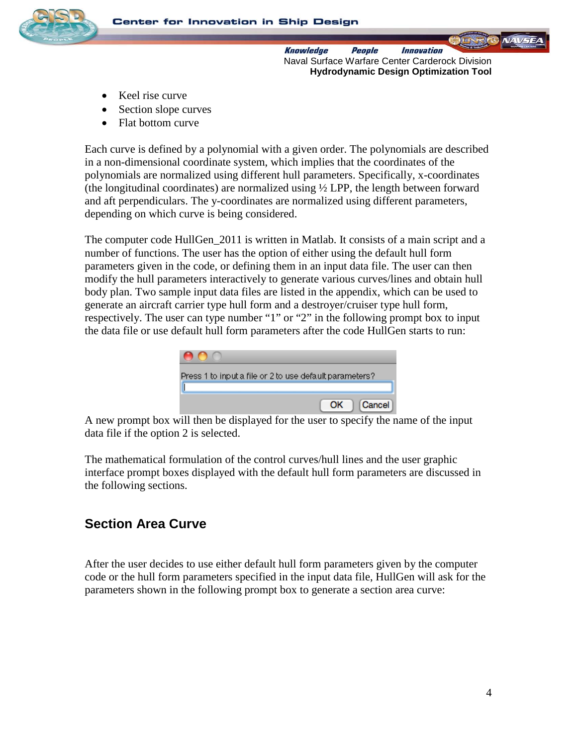- Keel rise curve
- Section slope curves
- Flat bottom curve

Each curve is defined by a polynomial with a given order. The polynomials are described in a non-dimensional coordinate system, which implies that the coordinates of the polynomials are normalized using different hull parameters. Specifically, x-coordinates (the longitudinal coordinates) are normalized using ½ LPP, the length between forward and aft perpendiculars. The y-coordinates are normalized using different parameters, depending on which curve is being considered.

The computer code HullGen_2011 is written in Matlab. It consists of a main script and a number of functions. The user has the option of either using the default hull form parameters given in the code, or defining them in an input data file. The user can then modify the hull parameters interactively to generate various curves/lines and obtain hull body plan. Two sample input data files are listed in the appendix, which can be used to generate an aircraft carrier type hull form and a destroyer/cruiser type hull form, respectively. The user can type number "1" or "2" in the following prompt box to input the data file or use default hull form parameters after the code HullGen starts to run:

Press 1 to input a file or 2 to use default parameters?

OK Cancel

A new prompt box will then be displayed for the user to specify the name of the input data file if the option 2 is selected.

The mathematical formulation of the control curves/hull lines and the user graphic interface prompt boxes displayed with the default hull form parameters are discussed in the following sections.

## Section Area Curve

After the user decides to use either default hull form parameters given by the computer code or the hull form parameters specified in the input data file, HullGen will ask for the parameters shown in the following prompt box to generate a section area curve: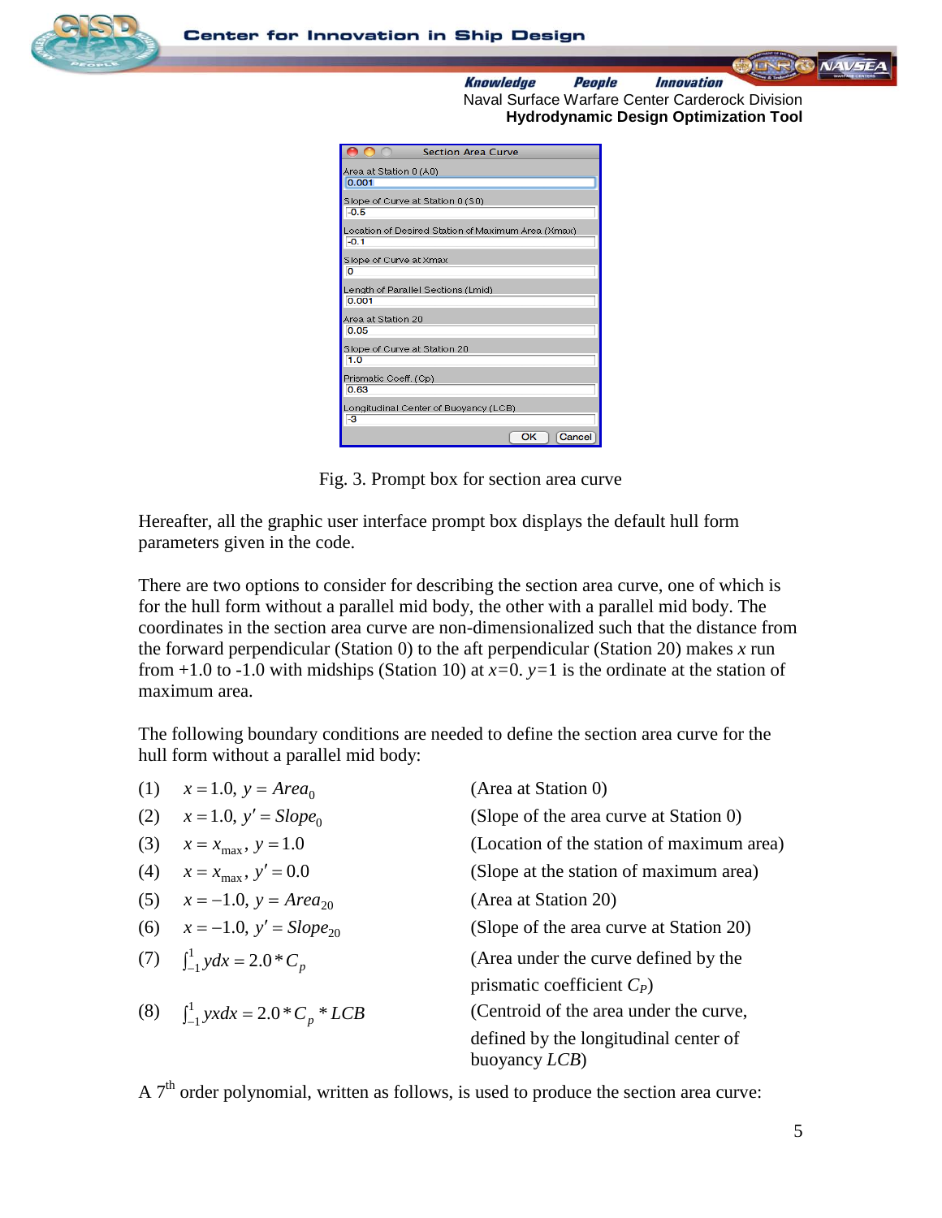Section Area Curve

Area at Station 0 (A0): 0.001

Slope of Curve at Station 0 (S0): -0.5

Location of Desired Station of Maximum Area (Xmax): -0.1

Slope of Curve at Xmax: 0

Length of Parallel Sections (Lmid): 0.001

Area at Station 20: 0.05

Slope of Curve at Station 20: 1.0

Prismatic Coeff. (Cp): 0.63

Longitudinal Center of Buoyancy (LCB): -3

OK | Cancel

Fig. 3. Prompt box for section area curve

Hereafter, all the graphic user interface prompt box displays the default hull form parameters given in the code.

There are two options to consider for describing the section area curve, one of which is for the hull form without a parallel mid body, the other with a parallel mid body. The coordinates in the section area curve are non-dimensionalized such that the distance from the forward perpendicular (Station 0) to the aft perpendicular (Station 20) makes $x$ run from +1.0 to -1.0 with midships (Station 10) at $x$=0. $y$=1 is the ordinate at the station of maximum area.

The following boundary conditions are needed to define the section area curve for the hull form without a parallel mid body:

| | | |
|---|---|---|
| (1) | $x = 1.0,\ y = Area_0$ | (Area at Station 0) |
| (2) | $x = 1.0,\ y' = Slope_0$ | (Slope of the area curve at Station 0) |
| (3) | $x = x_{\max},\ y = 1.0$ | (Location of the station of maximum area) |
| (4) | $x = x_{\max},\ y' = 0.0$ | (Slope at the station of maximum area) |
| (5) | $x = -1.0,\ y = Area_{20}$ | (Area at Station 20) |
| (6) | $x = -1.0,\ y' = Slope_{20}$ | (Slope of the area curve at Station 20) |
| (7) | $\int_{-1}^{1} y dx = 2.0 * C_p$ | (Area under the curve defined by the prismatic coefficient $C_P$) |
| (8) | $\int_{-1}^{1} yx dx = 2.0 * C_p * LCB$ | (Centroid of the area under the curve, defined by the longitudinal center of buoyancy $LCB$) |

A 7[th] order polynomial, written as follows, is used to produce the section area curve: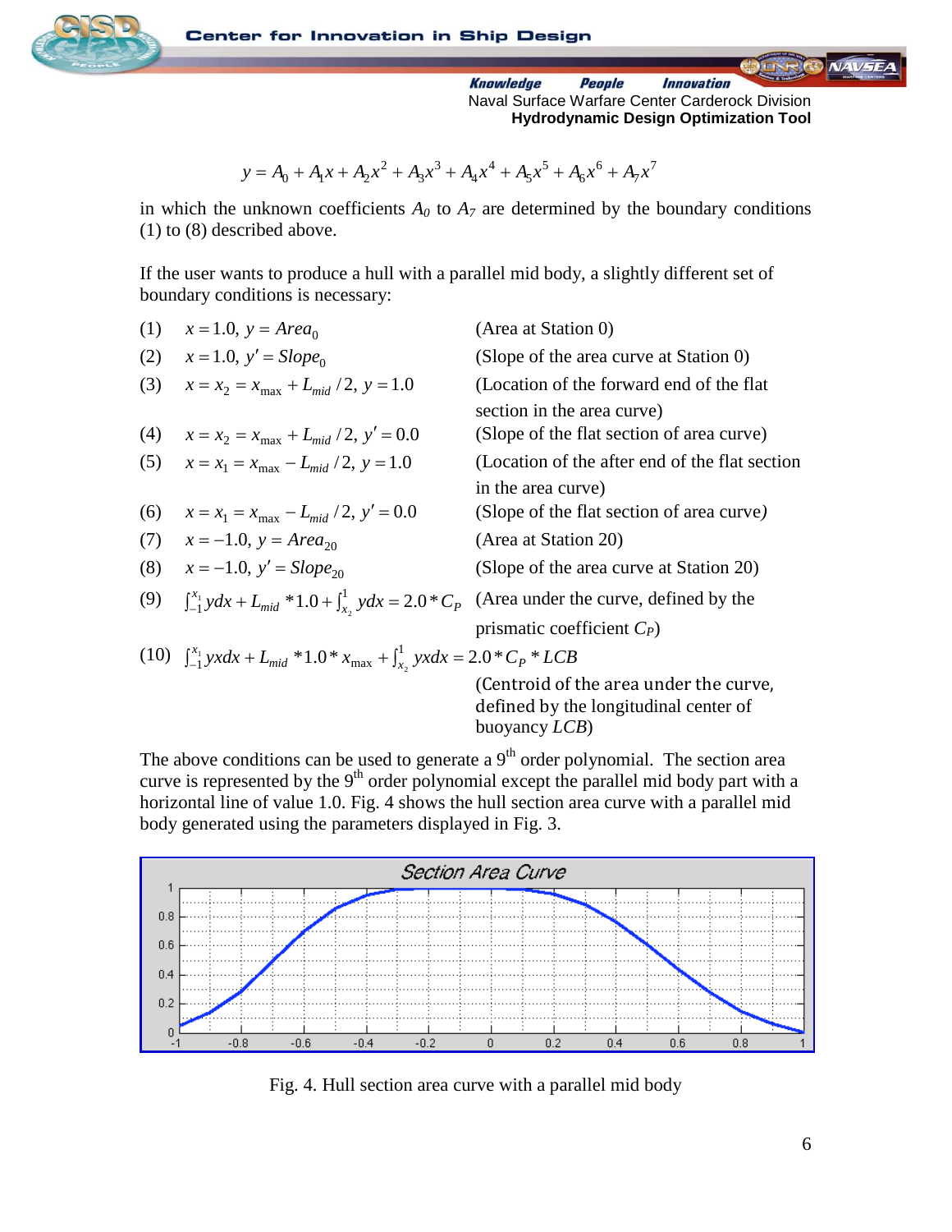$$y = A_0 + A_1x + A_2x^2 + A_3x^3 + A_4x^4 + A_5x^5 + A_6x^6 + A_7x^7$$

in which the unknown coefficients $A_0$ to $A_7$ are determined by the boundary conditions (1) to (8) described above.

If the user wants to produce a hull with a parallel mid body, a slightly different set of boundary conditions is necessary:

(1) $x = 1.0,\ y = Area_0$ (Area at Station 0)

(2) $x = 1.0,\ y' = Slope_0$ (Slope of the area curve at Station 0)

(3) $x = x_2 = x_{\max} + L_{mid}/2,\ y = 1.0$ (Location of the forward end of the flat section in the area curve)

(4) $x = x_2 = x_{\max} + L_{mid}/2,\ y' = 0.0$ (Slope of the flat section of area curve)

(5) $x = x_1 = x_{\max} - L_{mid}/2,\ y = 1.0$ (Location of the after end of the flat section in the area curve)

(6) $x = x_1 = x_{\max} - L_{mid}/2,\ y' = 0.0$ (Slope of the flat section of area curve)

(7) $x = -1.0,\ y = Area_{20}$ (Area at Station 20)

(8) $x = -1.0,\ y' = Slope_{20}$ (Slope of the area curve at Station 20)

(9) $\int_{-1}^{x_1} y\,dx + L_{mid} * 1.0 + \int_{x_2}^{1} y\,dx = 2.0 * C_P$ (Area under the curve, defined by the prismatic coefficient $C_P$)

(10) $\int_{-1}^{x_1} yx\,dx + L_{mid} * 1.0 * x_{\max} + \int_{x_2}^{1} yx\,dx = 2.0 * C_P * LCB$
(Centroid of the area under the curve, defined by the longitudinal center of buoyancy $LCB$)

The above conditions can be used to generate a 9th order polynomial. The section area curve is represented by the 9th order polynomial except the parallel mid body part with a horizontal line of value 1.0. Fig. 4 shows the hull section area curve with a parallel mid body generated using the parameters displayed in Fig. 3.

Fig. 4. Hull section area curve with a parallel mid body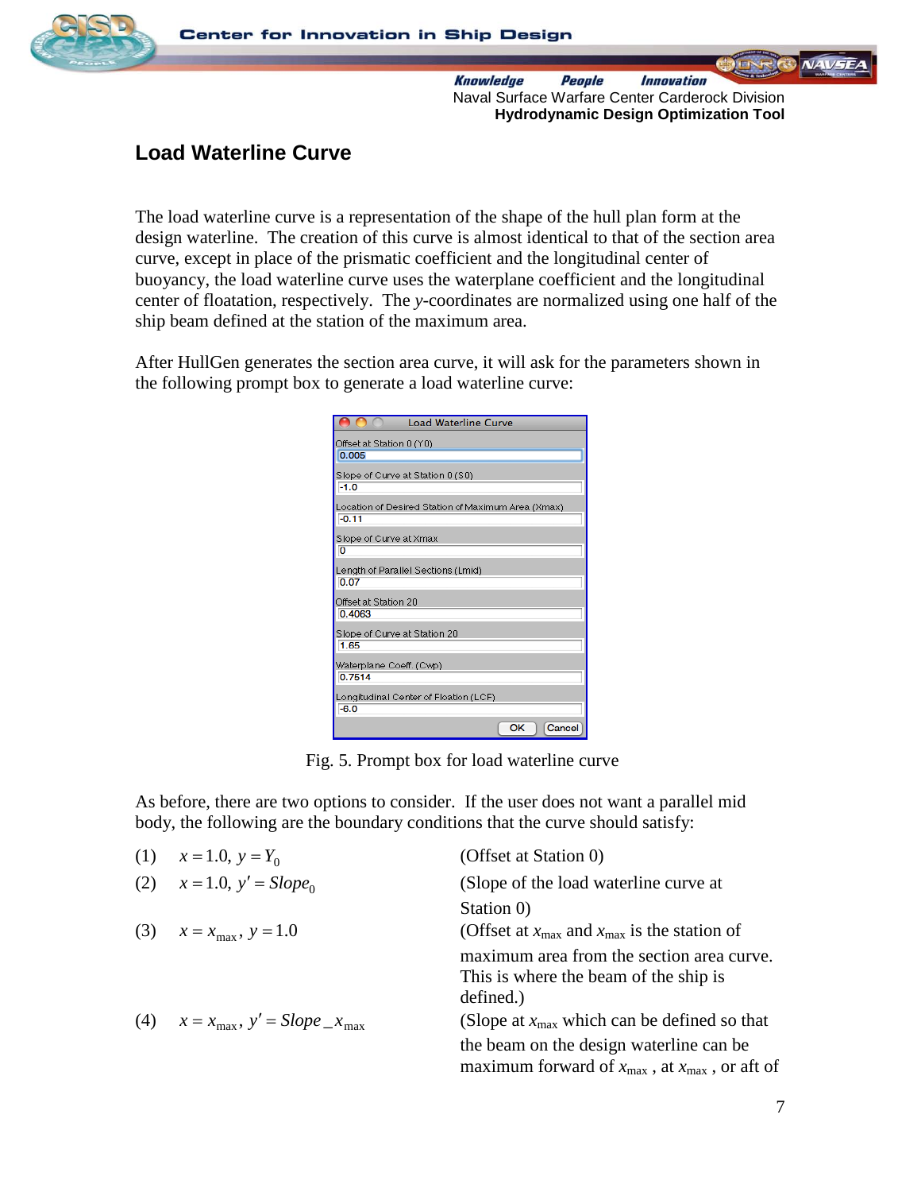## Load Waterline Curve

The load waterline curve is a representation of the shape of the hull plan form at the design waterline. The creation of this curve is almost identical to that of the section area curve, except in place of the prismatic coefficient and the longitudinal center of buoyancy, the load waterline curve uses the waterplane coefficient and the longitudinal center of floatation, respectively. The *y*-coordinates are normalized using one half of the ship beam defined at the station of the maximum area.

After HullGen generates the section area curve, it will ask for the parameters shown in the following prompt box to generate a load waterline curve:

Load Waterline Curve

| Parameter | Value |
|---|---|
| Offset at Station 0 (Y0) | 0.005 |
| Slope of Curve at Station 0 (S0) | -1.0 |
| Location of Desired Station of Maximum Area (Xmax) | -0.11 |
| Slope of Curve at Xmax | 0 |
| Length of Parallel Sections (Lmid) | 0.07 |
| Offset at Station 20 | 0.4063 |
| Slope of Curve at Station 20 | 1.65 |
| Waterplane Coeff. (Cwp) | 0.7514 |
| Longitudinal Center of Floation (LCF) | -6.0 |

OK Cancel

Fig. 5. Prompt box for load waterline curve

As before, there are two options to consider. If the user does not want a parallel mid body, the following are the boundary conditions that the curve should satisfy:

(1) $x = 1.0,\ y = Y_0$ (Offset at Station 0)

(2) $x = 1.0,\ y' = Slope_0$ (Slope of the load waterline curve at Station 0)

(3) $x = x_{\max},\ y = 1.0$ (Offset at $x_{max}$ and $x_{max}$ is the station of maximum area from the section area curve. This is where the beam of the ship is defined.)

(4) $x = x_{\max},\ y' = Slope\_x_{\max}$ (Slope at $x_{max}$ which can be defined so that the beam on the design waterline can be maximum forward of $x_{max}$ , at $x_{max}$ , or aft of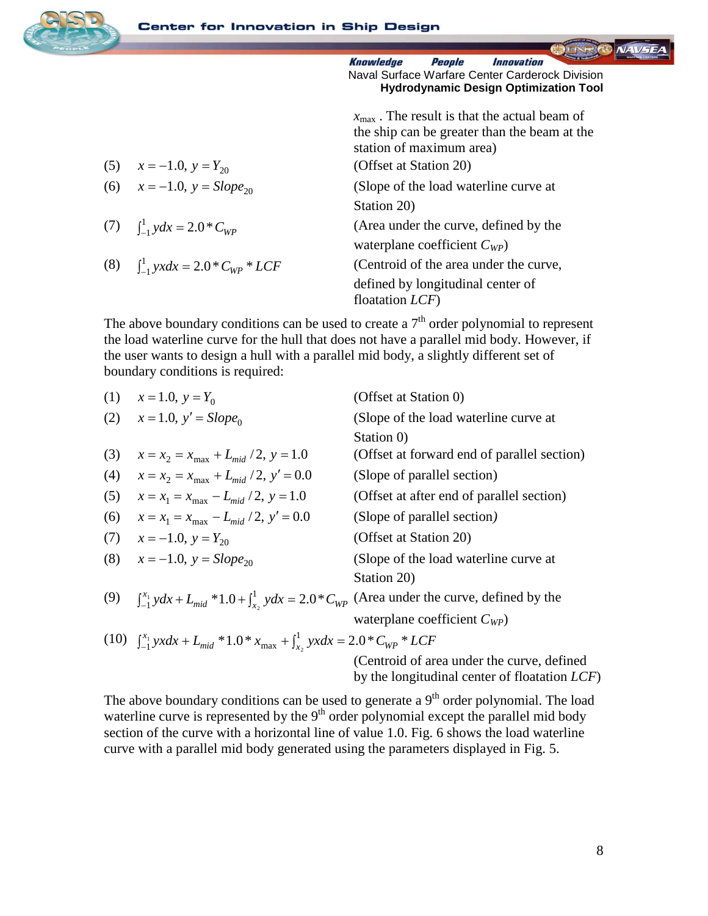$x_{max}$ . The result is that the actual beam of the ship can be greater than the beam at the station of maximum area)

(5) $x = -1.0,\ y = Y_{20}$ (Offset at Station 20)

(6) $x = -1.0,\ y = Slope_{20}$ (Slope of the load waterline curve at Station 20)

(7) $\int_{-1}^{1} y dx = 2.0 * C_{WP}$ (Area under the curve, defined by the waterplane coefficient $C_{WP}$)

(8) $\int_{-1}^{1} yx dx = 2.0 * C_{WP} * LCF$ (Centroid of the area under the curve, defined by longitudinal center of floatation $LCF$)

The above boundary conditions can be used to create a 7[th] order polynomial to represent the load waterline curve for the hull that does not have a parallel mid body. However, if the user wants to design a hull with a parallel mid body, a slightly different set of boundary conditions is required:

(1) $x = 1.0,\ y = Y_0$ (Offset at Station 0)

(2) $x = 1.0,\ y' = Slope_0$ (Slope of the load waterline curve at Station 0)

(3) $x = x_2 = x_{max} + L_{mid}/2,\ y = 1.0$ (Offset at forward end of parallel section)

(4) $x = x_2 = x_{max} + L_{mid}/2,\ y' = 0.0$ (Slope of parallel section)

(5) $x = x_1 = x_{max} - L_{mid}/2,\ y = 1.0$ (Offset at after end of parallel section)

(6) $x = x_1 = x_{max} - L_{mid}/2,\ y' = 0.0$ (Slope of parallel section)

(7) $x = -1.0,\ y = Y_{20}$ (Offset at Station 20)

(8) $x = -1.0,\ y = Slope_{20}$ (Slope of the load waterline curve at Station 20)

(9) $\int_{-1}^{x_1} y dx + L_{mid} * 1.0 + \int_{x_2}^{1} y dx = 2.0 * C_{WP}$ (Area under the curve, defined by the waterplane coefficient $C_{WP}$)

(10) $\int_{-1}^{x_1} yx dx + L_{mid} * 1.0 * x_{max} + \int_{x_2}^{1} yx dx = 2.0 * C_{WP} * LCF$ (Centroid of area under the curve, defined by the longitudinal center of floatation $LCF$)

The above boundary conditions can be used to generate a 9[th] order polynomial. The load waterline curve is represented by the 9[th] order polynomial except the parallel mid body section of the curve with a horizontal line of value 1.0. Fig. 6 shows the load waterline curve with a parallel mid body generated using the parameters displayed in Fig. 5.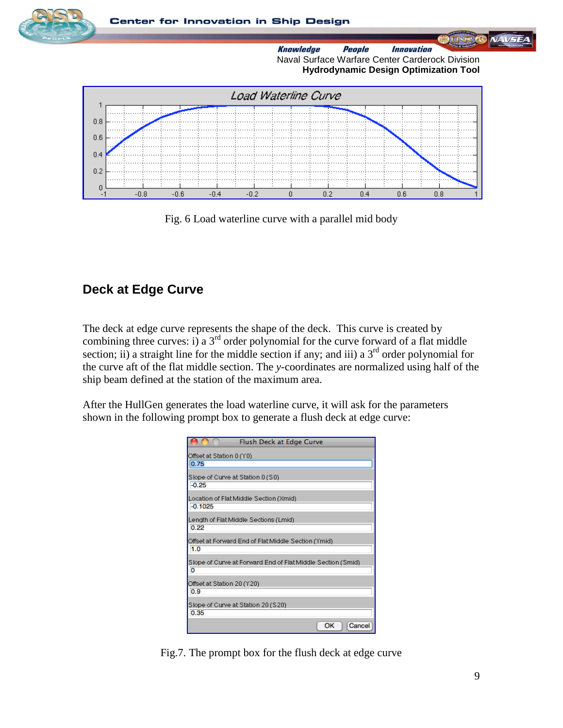Fig. 6 Load waterline curve with a parallel mid body

## Deck at Edge Curve

The deck at edge curve represents the shape of the deck. This curve is created by combining three curves: i) a 3rd order polynomial for the curve forward of a flat middle section; ii) a straight line for the middle section if any; and iii) a 3rd order polynomial for the curve aft of the flat middle section. The *y*-coordinates are normalized using half of the ship beam defined at the station of the maximum area.

After the HullGen generates the load waterline curve, it will ask for the parameters shown in the following prompt box to generate a flush deck at edge curve:

Fig.7. The prompt box for the flush deck at edge curve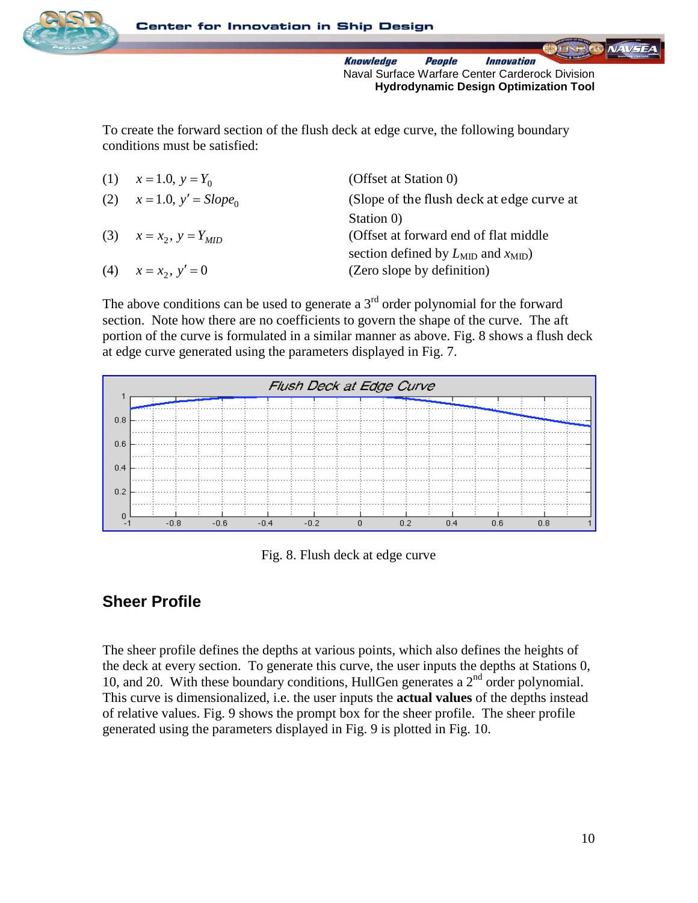To create the forward section of the flush deck at edge curve, the following boundary conditions must be satisfied:

(1) $x = 1.0,\ y = Y_0$ (Offset at Station 0)

(2) $x = 1.0,\ y' = Slope_0$ (Slope of the flush deck at edge curve at Station 0)

(3) $x = x_2,\ y = Y_{MID}$ (Offset at forward end of flat middle section defined by $L_{\text{MID}}$ and $x_{\text{MID}}$)

(4) $x = x_2,\ y' = 0$ (Zero slope by definition)

The above conditions can be used to generate a 3rd order polynomial for the forward section. Note how there are no coefficients to govern the shape of the curve. The aft portion of the curve is formulated in a similar manner as above. Fig. 8 shows a flush deck at edge curve generated using the parameters displayed in Fig. 7.

Fig. 8. Flush deck at edge curve

## Sheer Profile

The sheer profile defines the depths at various points, which also defines the heights of the deck at every section. To generate this curve, the user inputs the depths at Stations 0, 10, and 20. With these boundary conditions, HullGen generates a 2nd order polynomial. This curve is dimensionalized, i.e. the user inputs the **actual values** of the depths instead of relative values. Fig. 9 shows the prompt box for the sheer profile. The sheer profile generated using the parameters displayed in Fig. 9 is plotted in Fig. 10.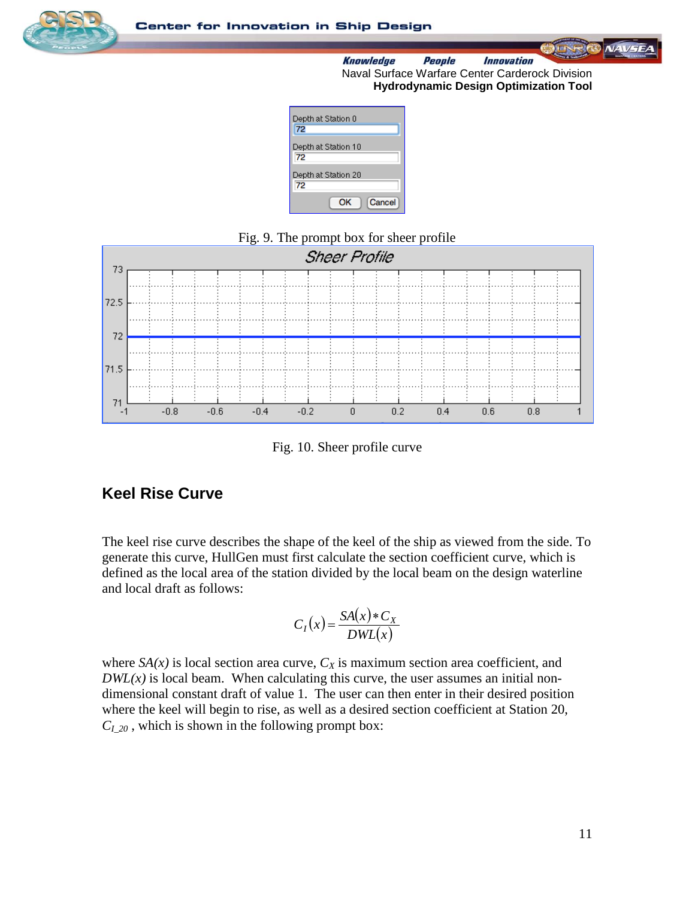Fig. 9. The prompt box for sheer profile

Fig. 10. Sheer profile curve

## Keel Rise Curve

The keel rise curve describes the shape of the keel of the ship as viewed from the side. To generate this curve, HullGen must first calculate the section coefficient curve, which is defined as the local area of the station divided by the local beam on the design waterline and local draft as follows:

$$C_I(x) = \frac{SA(x) * C_X}{DWL(x)}$$

where $SA(x)$ is local section area curve, $C_X$ is maximum section area coefficient, and $DWL(x)$ is local beam. When calculating this curve, the user assumes an initial non-dimensional constant draft of value 1. The user can then enter in their desired position where the keel will begin to rise, as well as a desired section coefficient at Station 20, $C_{I\_20}$ , which is shown in the following prompt box: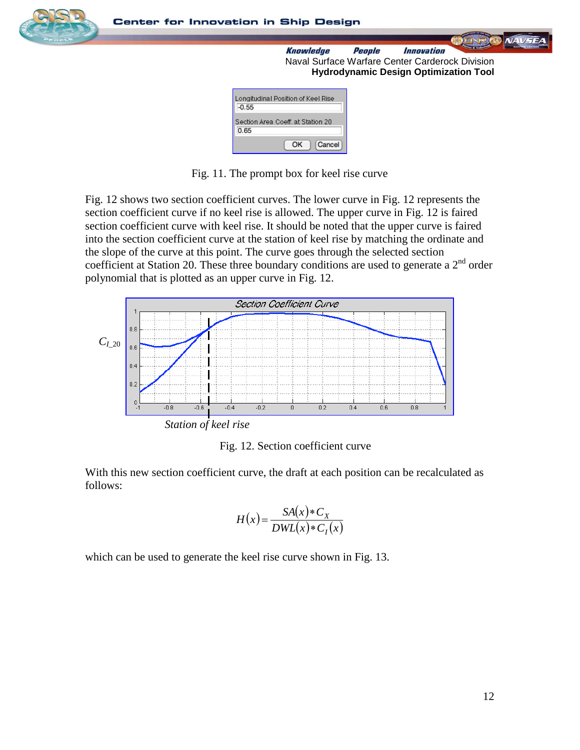Fig. 11. The prompt box for keel rise curve

Fig. 12 shows two section coefficient curves. The lower curve in Fig. 12 represents the section coefficient curve if no keel rise is allowed. The upper curve in Fig. 12 is faired section coefficient curve with keel rise. It should be noted that the upper curve is faired into the section coefficient curve at the station of keel rise by matching the ordinate and the slope of the curve at this point. The curve goes through the selected section coefficient at Station 20. These three boundary conditions are used to generate a 2nd order polynomial that is plotted as an upper curve in Fig. 12.

Fig. 12. Section coefficient curve

With this new section coefficient curve, the draft at each position can be recalculated as follows:

$$H(x) = \frac{SA(x) * C_X}{DWL(x) * C_I(x)}$$

which can be used to generate the keel rise curve shown in Fig. 13.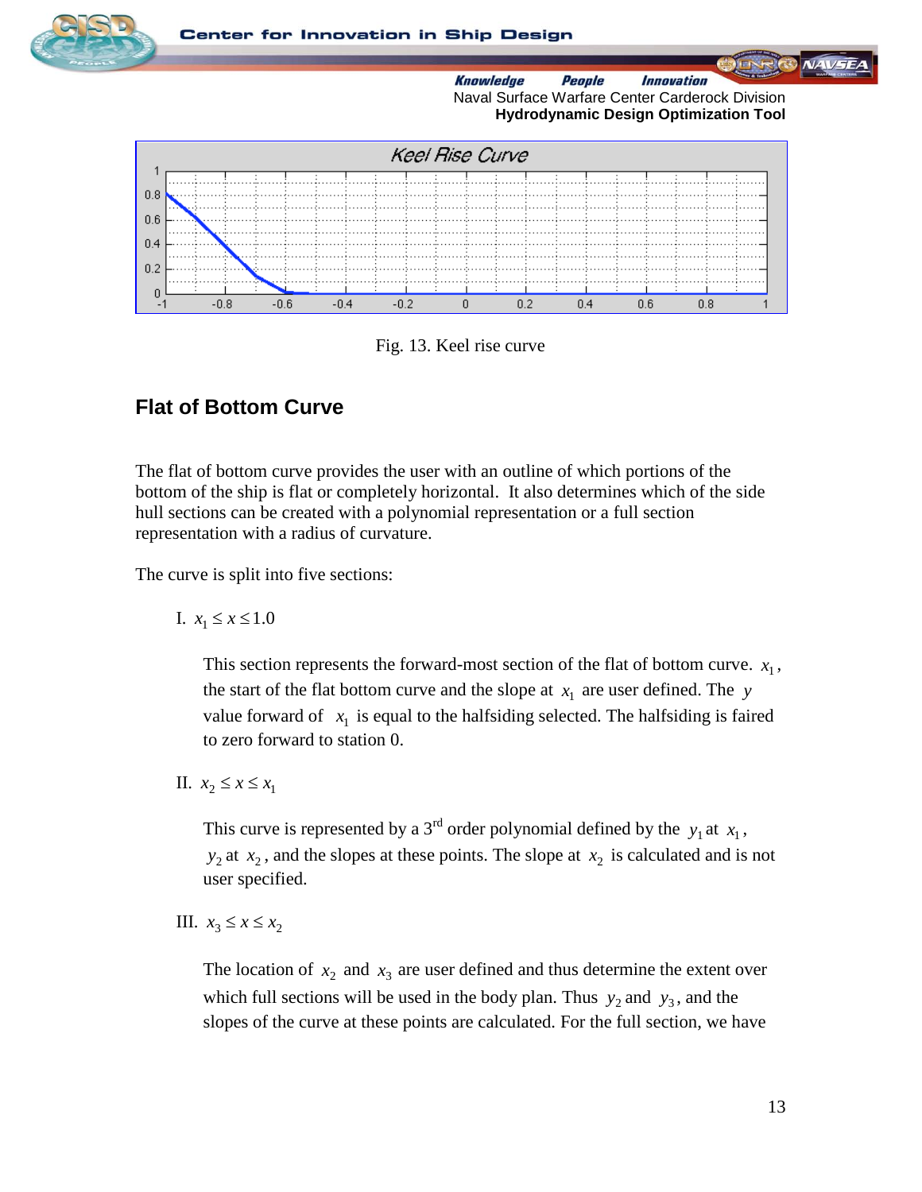Fig. 13. Keel rise curve

## Flat of Bottom Curve

The flat of bottom curve provides the user with an outline of which portions of the bottom of the ship is flat or completely horizontal. It also determines which of the side hull sections can be created with a polynomial representation or a full section representation with a radius of curvature.

The curve is split into five sections:

I. $x_1 \leq x \leq 1.0$

This section represents the forward-most section of the flat of bottom curve. $x_1$, the start of the flat bottom curve and the slope at $x_1$ are user defined. The $y$ value forward of $x_1$ is equal to the halfsiding selected. The halfsiding is faired to zero forward to station 0.

II. $x_2 \leq x \leq x_1$

This curve is represented by a 3rd order polynomial defined by the $y_1$ at $x_1$, $y_2$ at $x_2$, and the slopes at these points. The slope at $x_2$ is calculated and is not user specified.

III. $x_3 \leq x \leq x_2$

The location of $x_2$ and $x_3$ are user defined and thus determine the extent over which full sections will be used in the body plan. Thus $y_2$ and $y_3$, and the slopes of the curve at these points are calculated. For the full section, we have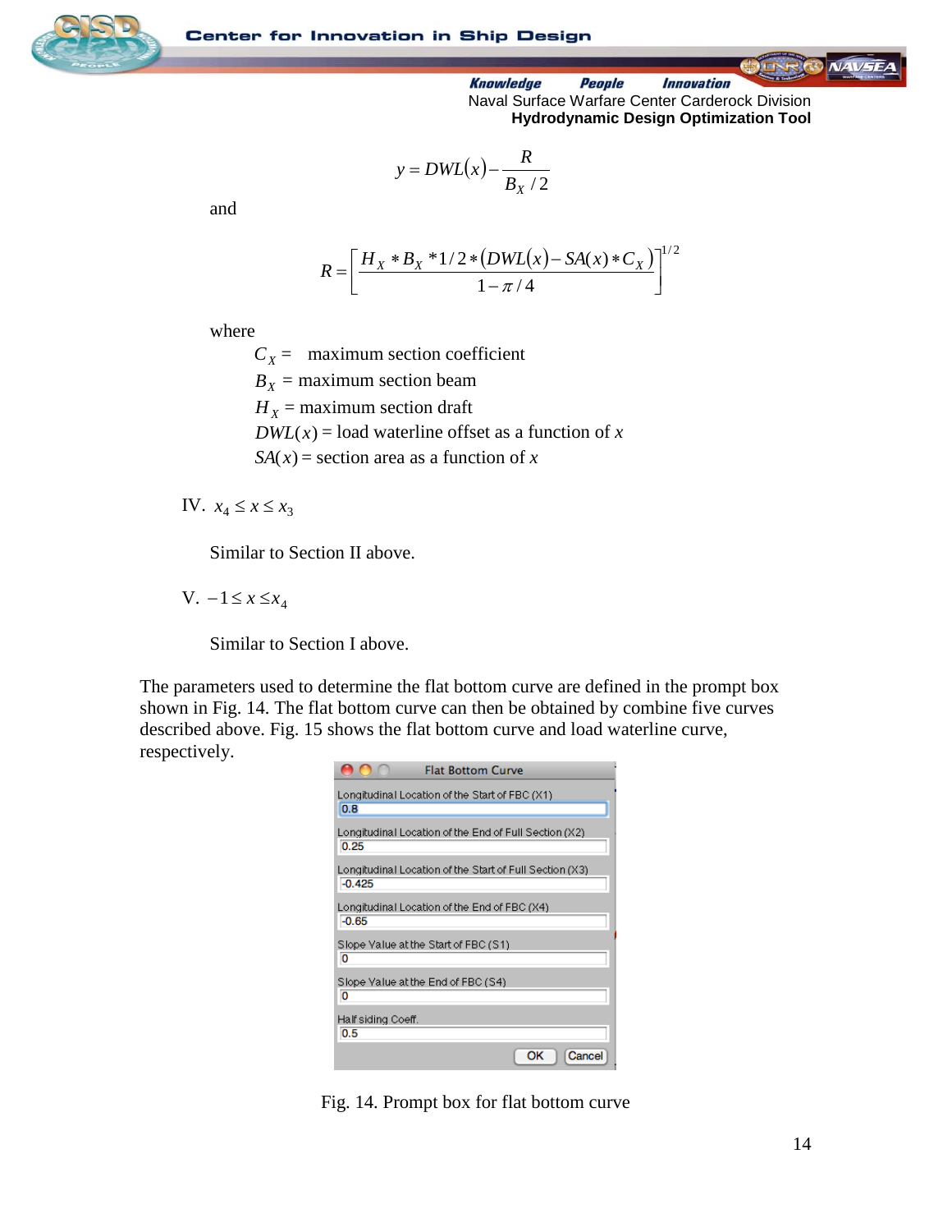$$y = DWL(x) - \frac{R}{B_X / 2}$$

and

$$R = \left[ \frac{H_X * B_X * 1/2 * (DWL(x) - SA(x) * C_X)}{1 - \pi / 4} \right]^{1/2}$$

where

$C_X$ = maximum section coefficient
$B_X$ = maximum section beam
$H_X$ = maximum section draft
$DWL(x)$ = load waterline offset as a function of $x$
$SA(x)$ = section area as a function of $x$

IV. $x_4 \le x \le x_3$

Similar to Section II above.

V. $-1 \le x \le x_4$

Similar to Section I above.

The parameters used to determine the flat bottom curve are defined in the prompt box shown in Fig. 14. The flat bottom curve can then be obtained by combine five curves described above. Fig. 15 shows the flat bottom curve and load waterline curve, respectively.

Flat Bottom Curve

| Parameter | Value |
|---|---|
| Longitudinal Location of the Start of FBC (X1) | 0.8 |
| Longitudinal Location of the End of Full Section (X2) | 0.25 |
| Longitudinal Location of the Start of Full Section (X3) | -0.425 |
| Longitudinal Location of the End of FBC (X4) | -0.65 |
| Slope Value at the Start of FBC (S1) | 0 |
| Slope Value at the End of FBC (S4) | 0 |
| Half siding Coeff. | 0.5 |

OK Cancel

Fig. 14. Prompt box for flat bottom curve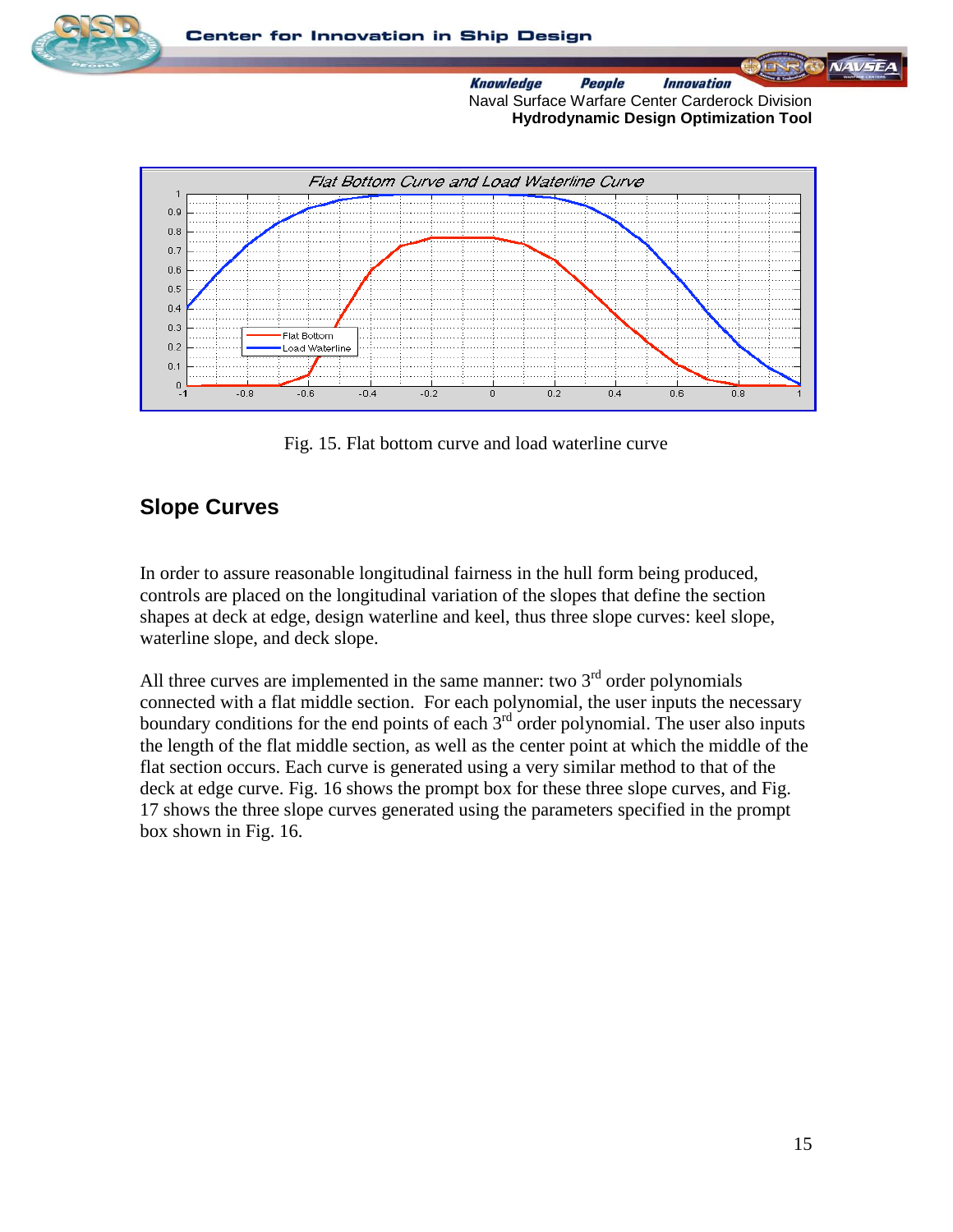Fig. 15. Flat bottom curve and load waterline curve

## Slope Curves

In order to assure reasonable longitudinal fairness in the hull form being produced, controls are placed on the longitudinal variation of the slopes that define the section shapes at deck at edge, design waterline and keel, thus three slope curves: keel slope, waterline slope, and deck slope.

All three curves are implemented in the same manner: two $3^{rd}$ order polynomials connected with a flat middle section. For each polynomial, the user inputs the necessary boundary conditions for the end points of each $3^{rd}$ order polynomial. The user also inputs the length of the flat middle section, as well as the center point at which the middle of the flat section occurs. Each curve is generated using a very similar method to that of the deck at edge curve. Fig. 16 shows the prompt box for these three slope curves, and Fig. 17 shows the three slope curves generated using the parameters specified in the prompt box shown in Fig. 16.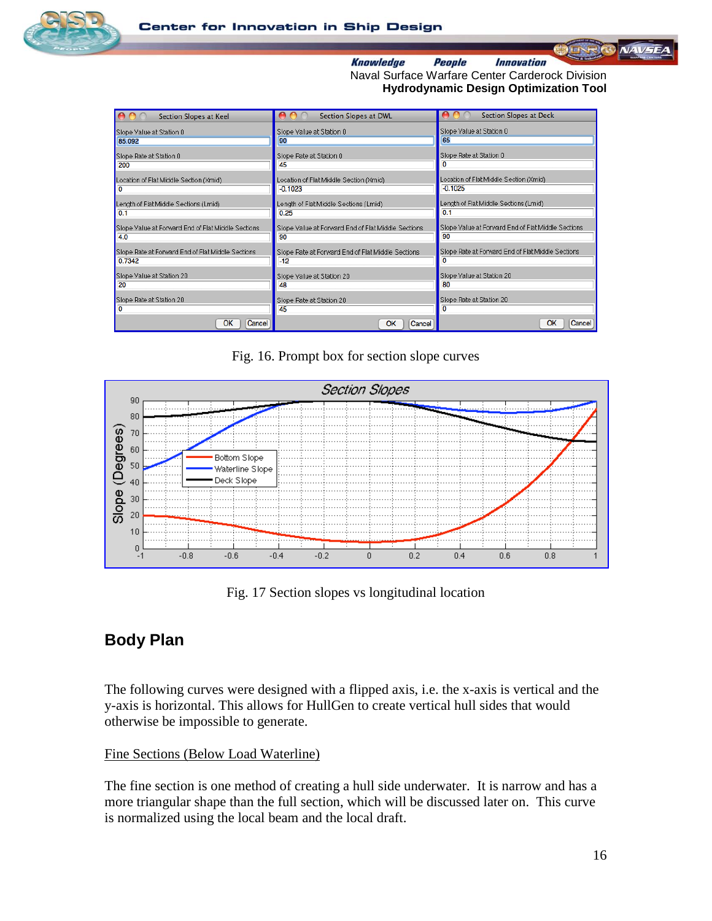Fig. 16. Prompt box for section slope curves

Fig. 17 Section slopes vs longitudinal location

## Body Plan

The following curves were designed with a flipped axis, i.e. the x-axis is vertical and the y-axis is horizontal. This allows for HullGen to create vertical hull sides that would otherwise be impossible to generate.

Fine Sections (Below Load Waterline)

The fine section is one method of creating a hull side underwater. It is narrow and has a more triangular shape than the full section, which will be discussed later on. This curve is normalized using the local beam and the local draft.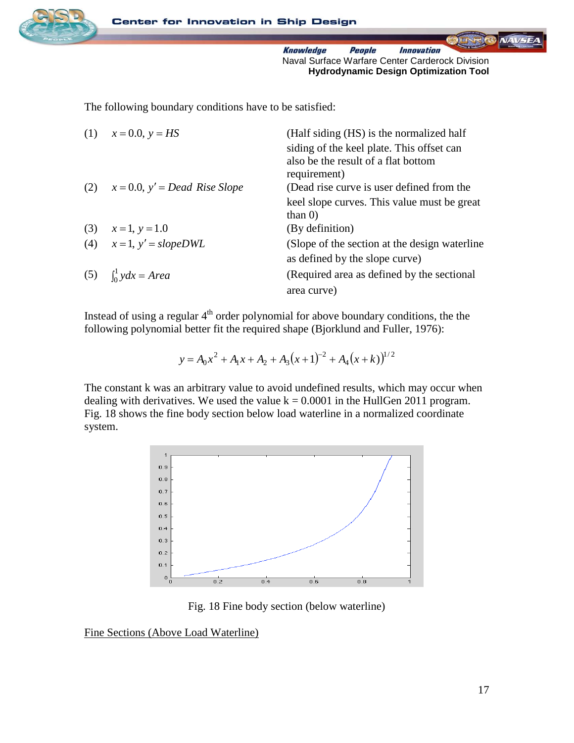The following boundary conditions have to be satisfied:

| | | |
|---|---|---|
| (1) | $x = 0.0,\ y = HS$ | (Half siding (HS) is the normalized half siding of the keel plate. This offset can also be the result of a flat bottom requirement) |
| (2) | $x = 0.0,\ y' = Dead\ Rise\ Slope$ | (Dead rise curve is user defined from the keel slope curves. This value must be great than 0) |
| (3) | $x = 1,\ y = 1.0$ | (By definition) |
| (4) | $x = 1,\ y' = slopeDWL$ | (Slope of the section at the design waterline as defined by the slope curve) |
| (5) | $\int_0^1 y dx = Area$ | (Required area as defined by the sectional area curve) |

Instead of using a regular 4th order polynomial for above boundary conditions, the the following polynomial better fit the required shape (Bjorklund and Fuller, 1976):

$$y = A_0 x^2 + A_1 x + A_2 + A_3 (x+1)^{-2} + A_4 (x+k))^{1/2}$$

The constant k was an arbitrary value to avoid undefined results, which may occur when dealing with derivatives. We used the value k = 0.0001 in the HullGen 2011 program. Fig. 18 shows the fine body section below load waterline in a normalized coordinate system.

Fig. 18 Fine body section (below waterline)

<u>Fine Sections (Above Load Waterline)</u>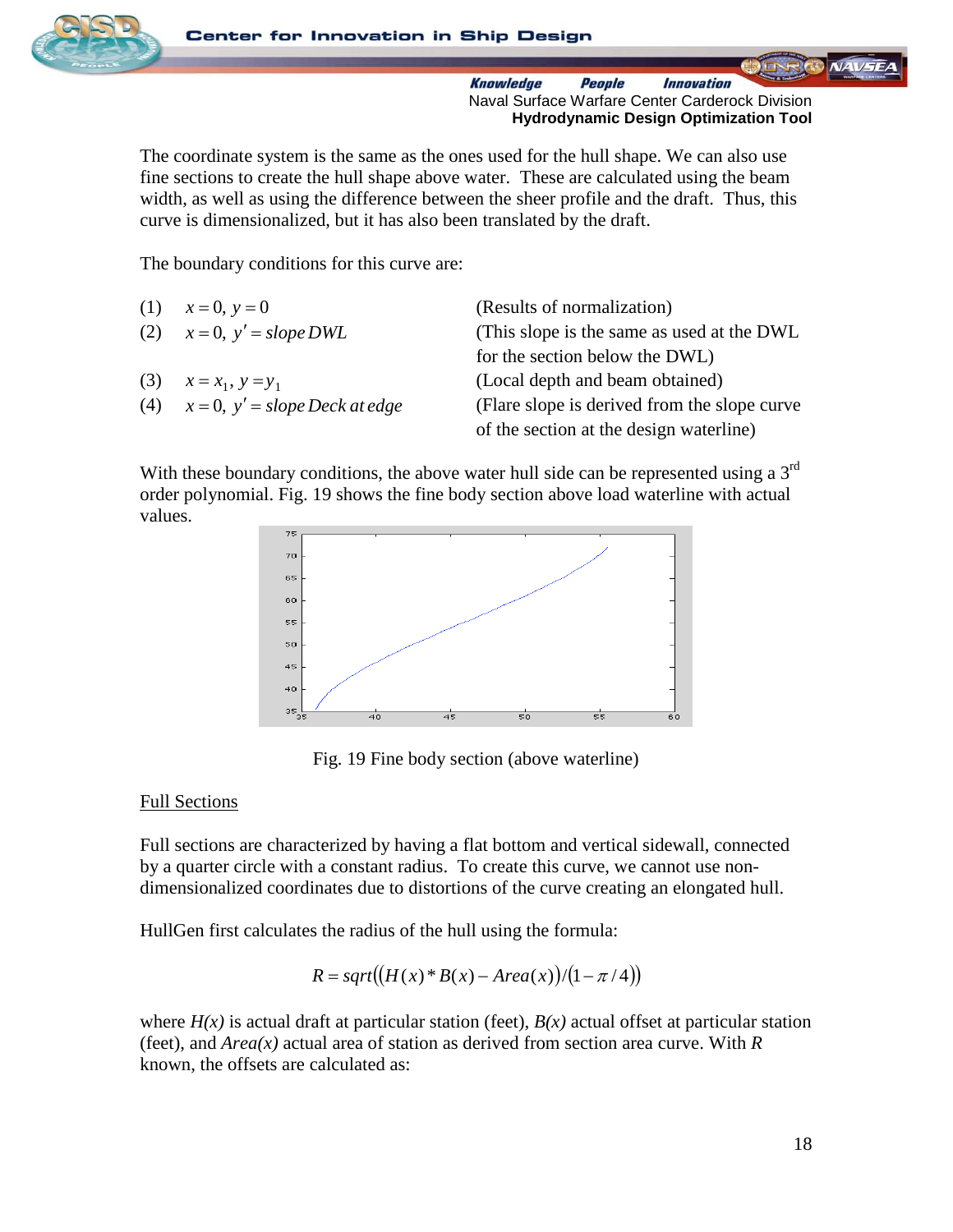The coordinate system is the same as the ones used for the hull shape. We can also use fine sections to create the hull shape above water. These are calculated using the beam width, as well as using the difference between the sheer profile and the draft. Thus, this curve is dimensionalized, but it has also been translated by the draft.

The boundary conditions for this curve are:

| | | |
|---|---|---|
| (1) | $x = 0,\ y = 0$ | (Results of normalization) |
| (2) | $x = 0,\ y' = slope\,DWL$ | (This slope is the same as used at the DWL for the section below the DWL) |
| (3) | $x = x_1,\ y = y_1$ | (Local depth and beam obtained) |
| (4) | $x = 0,\ y' = slope\,Deck\,at\,edge$ | (Flare slope is derived from the slope curve of the section at the design waterline) |

With these boundary conditions, the above water hull side can be represented using a 3rd order polynomial. Fig. 19 shows the fine body section above load waterline with actual values.

Fig. 19 Fine body section (above waterline)

Full Sections

Full sections are characterized by having a flat bottom and vertical sidewall, connected by a quarter circle with a constant radius. To create this curve, we cannot use non-dimensionalized coordinates due to distortions of the curve creating an elongated hull.

HullGen first calculates the radius of the hull using the formula:

$$R = sqrt\left(\left(H(x) * B(x) - Area(x)\right) / \left(1 - \pi / 4\right)\right)$$

where $H(x)$ is actual draft at particular station (feet), $B(x)$ actual offset at particular station (feet), and $Area(x)$ actual area of station as derived from section area curve. With $R$ known, the offsets are calculated as: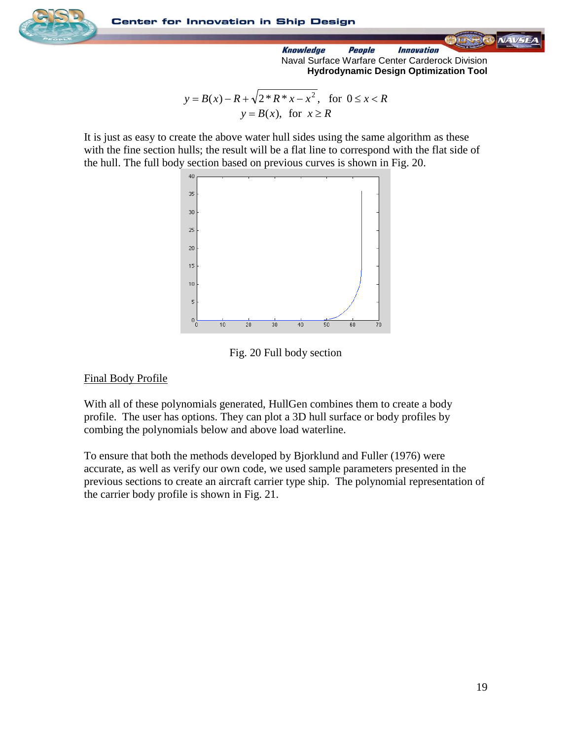$$y = B(x) - R + \sqrt{2 * R * x - x^2}, \quad \text{for } 0 \le x < R$$
$$y = B(x), \quad \text{for } x \ge R$$

It is just as easy to create the above water hull sides using the same algorithm as these with the fine section hulls; the result will be a flat line to correspond with the flat side of the hull. The full body section based on previous curves is shown in Fig. 20.

Fig. 20 Full body section

## Final Body Profile

With all of these polynomials generated, HullGen combines them to create a body profile. The user has options. They can plot a 3D hull surface or body profiles by combing the polynomials below and above load waterline.

To ensure that both the methods developed by Bjorklund and Fuller (1976) were accurate, as well as verify our own code, we used sample parameters presented in the previous sections to create an aircraft carrier type ship. The polynomial representation of the carrier body profile is shown in Fig. 21.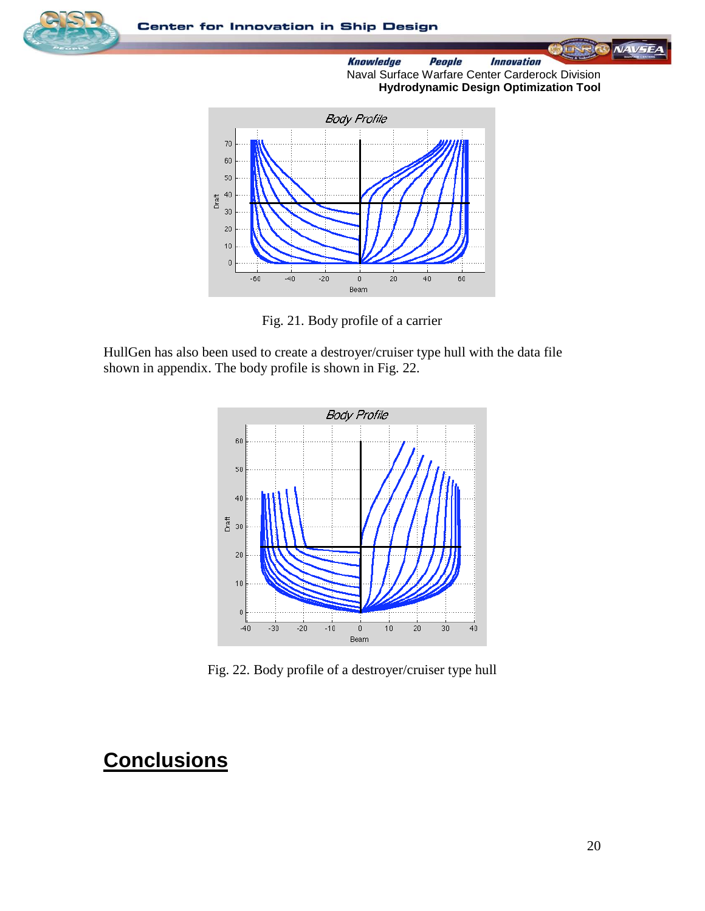Fig. 21. Body profile of a carrier

HullGen has also been used to create a destroyer/cruiser type hull with the data file shown in appendix. The body profile is shown in Fig. 22.

Fig. 22. Body profile of a destroyer/cruiser type hull

# Conclusions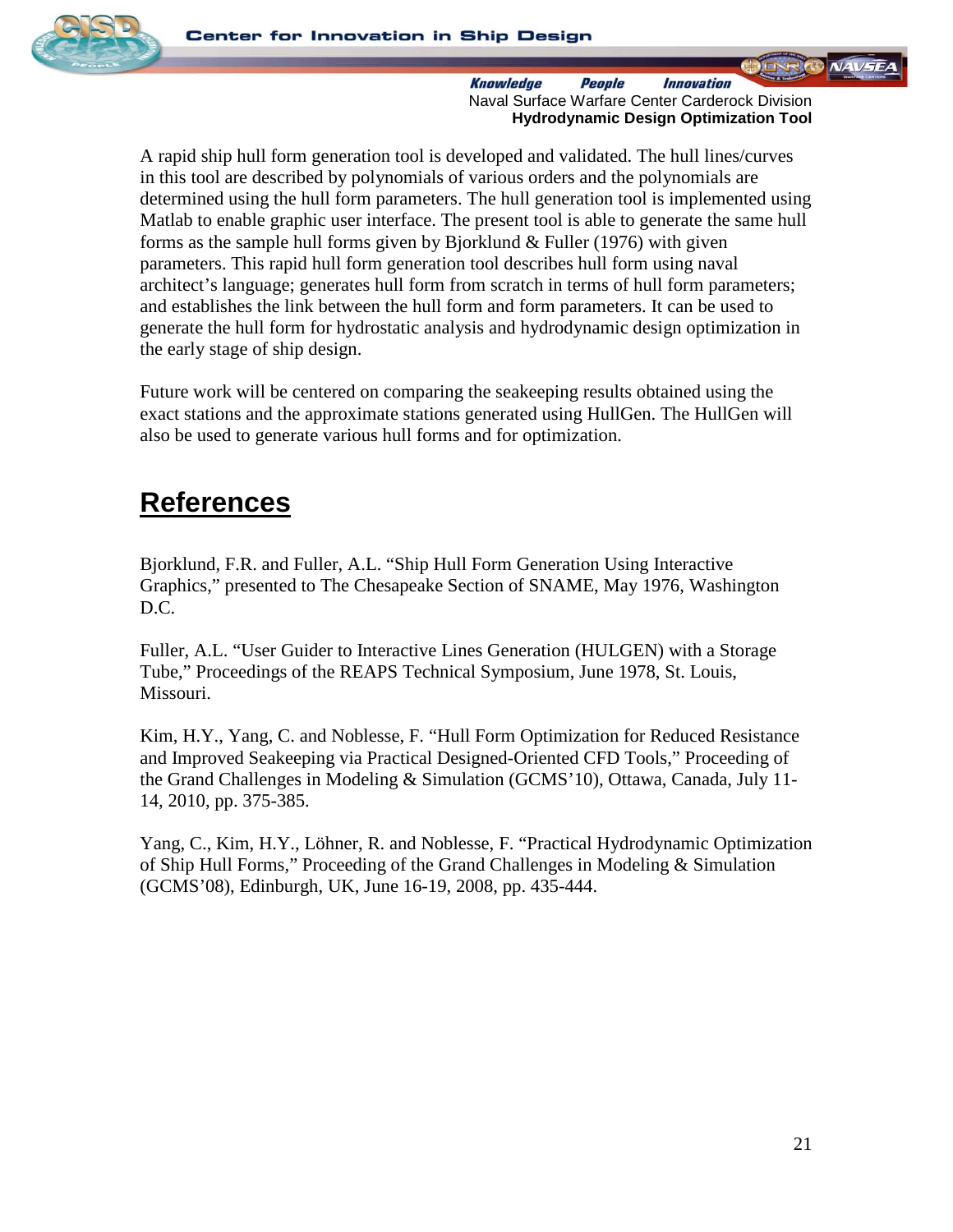A rapid ship hull form generation tool is developed and validated. The hull lines/curves in this tool are described by polynomials of various orders and the polynomials are determined using the hull form parameters. The hull generation tool is implemented using Matlab to enable graphic user interface. The present tool is able to generate the same hull forms as the sample hull forms given by Bjorklund & Fuller (1976) with given parameters. This rapid hull form generation tool describes hull form using naval architect's language; generates hull form from scratch in terms of hull form parameters; and establishes the link between the hull form and form parameters. It can be used to generate the hull form for hydrostatic analysis and hydrodynamic design optimization in the early stage of ship design.

Future work will be centered on comparing the seakeeping results obtained using the exact stations and the approximate stations generated using HullGen. The HullGen will also be used to generate various hull forms and for optimization.

# References

Bjorklund, F.R. and Fuller, A.L. "Ship Hull Form Generation Using Interactive Graphics," presented to The Chesapeake Section of SNAME, May 1976, Washington D.C.

Fuller, A.L. "User Guider to Interactive Lines Generation (HULGEN) with a Storage Tube," Proceedings of the REAPS Technical Symposium, June 1978, St. Louis, Missouri.

Kim, H.Y., Yang, C. and Noblesse, F. "Hull Form Optimization for Reduced Resistance and Improved Seakeeping via Practical Designed-Oriented CFD Tools," Proceeding of the Grand Challenges in Modeling & Simulation (GCMS'10), Ottawa, Canada, July 11-14, 2010, pp. 375-385.

Yang, C., Kim, H.Y., Löhner, R. and Noblesse, F. "Practical Hydrodynamic Optimization of Ship Hull Forms," Proceeding of the Grand Challenges in Modeling & Simulation (GCMS'08), Edinburgh, UK, June 16-19, 2008, pp. 435-444.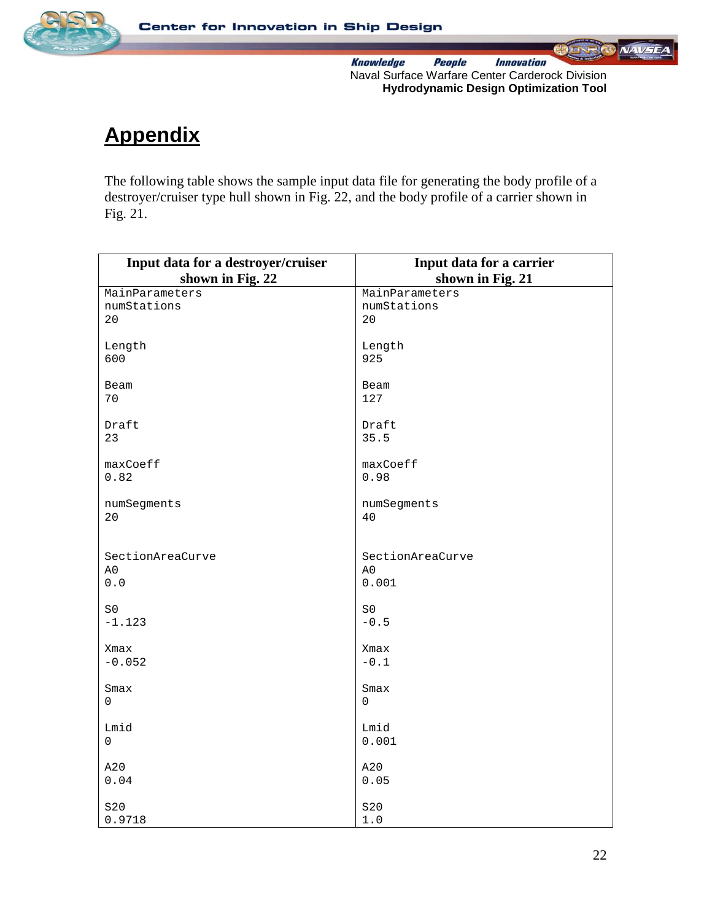# Appendix

The following table shows the sample input data file for generating the body profile of a destroyer/cruiser type hull shown in Fig. 22, and the body profile of a carrier shown in Fig. 21.

| Input data for a destroyer/cruiser shown in Fig. 22 | Input data for a carrier shown in Fig. 21 |
|---|---|
| MainParameters<br>numStations<br>20<br><br>Length<br>600<br><br>Beam<br>70<br><br>Draft<br>23<br><br>maxCoeff<br>0.82<br><br>numSegments<br>20<br><br><br>SectionAreaCurve<br>A0<br>0.0<br><br>S0<br>-1.123<br><br>Xmax<br>-0.052<br><br>Smax<br>0<br><br>Lmid<br>0<br><br>A20<br>0.04<br><br>S20<br>0.9718 | MainParameters<br>numStations<br>20<br><br>Length<br>925<br><br>Beam<br>127<br><br>Draft<br>35.5<br><br>maxCoeff<br>0.98<br><br>numSegments<br>40<br><br><br>SectionAreaCurve<br>A0<br>0.001<br><br>S0<br>-0.5<br><br>Xmax<br>-0.1<br><br>Smax<br>0<br><br>Lmid<br>0.001<br><br>A20<br>0.05<br><br>S20<br>1.0 |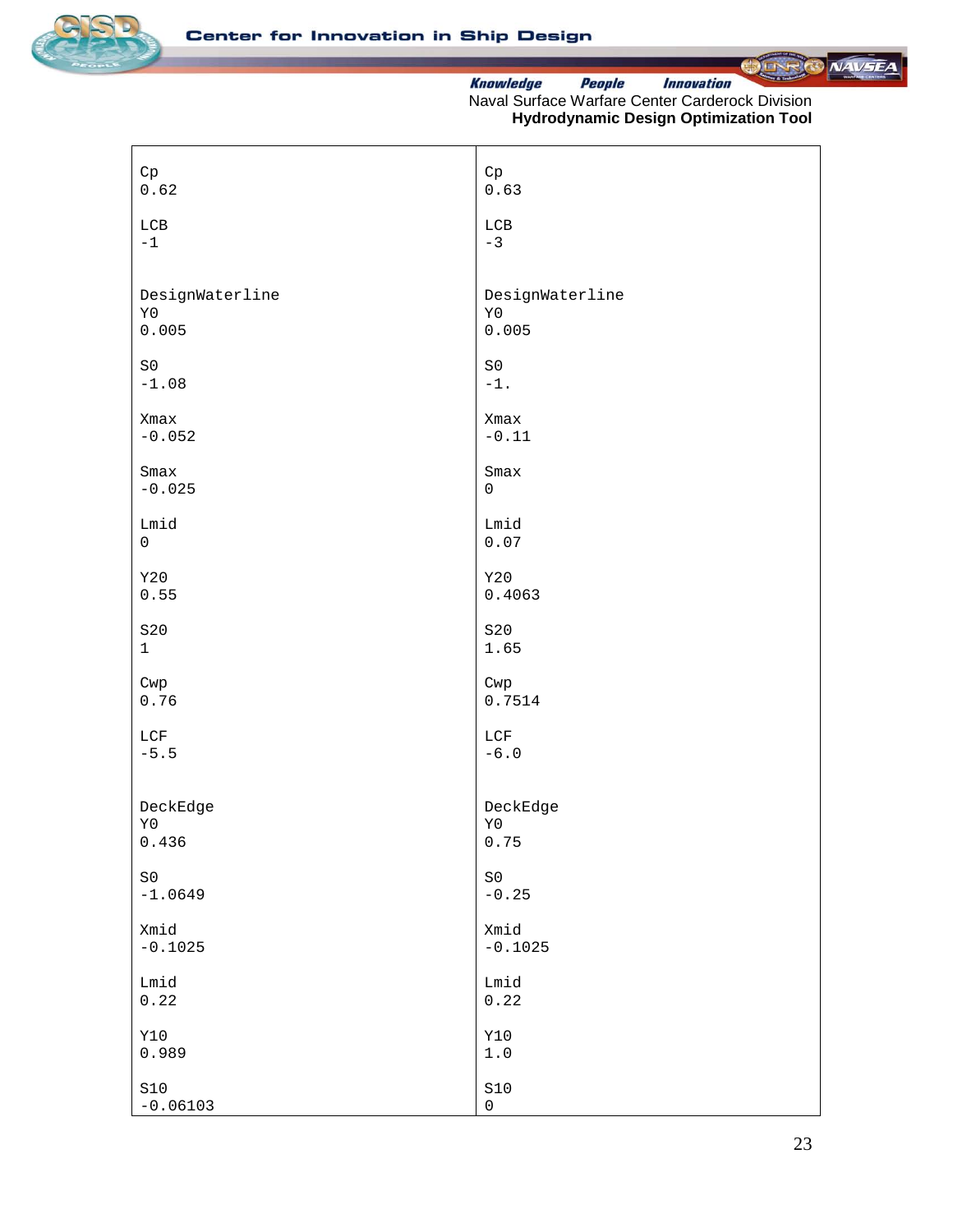<table>
<tr>
<td>

```
Cp
0.62

LCB
-1


DesignWaterline
Y0
0.005

S0
-1.08

Xmax
-0.052

Smax
-0.025

Lmid
0

Y20
0.55

S20
1

Cwp
0.76

LCF
-5.5


DeckEdge
Y0
0.436

S0
-1.0649

Xmid
-0.1025

Lmid
0.22

Y10
0.989

S10
-0.06103
```

</td>
<td>

```
Cp
0.63

LCB
-3


DesignWaterline
Y0
0.005

S0
-1.

Xmax
-0.11

Smax
0

Lmid
0.07

Y20
0.4063

S20
1.65

Cwp
0.7514

LCF
-6.0


DeckEdge
Y0
0.75

S0
-0.25

Xmid
-0.1025

Lmid
0.22

Y10
1.0

S10
0
```

</td>
</tr>
</table>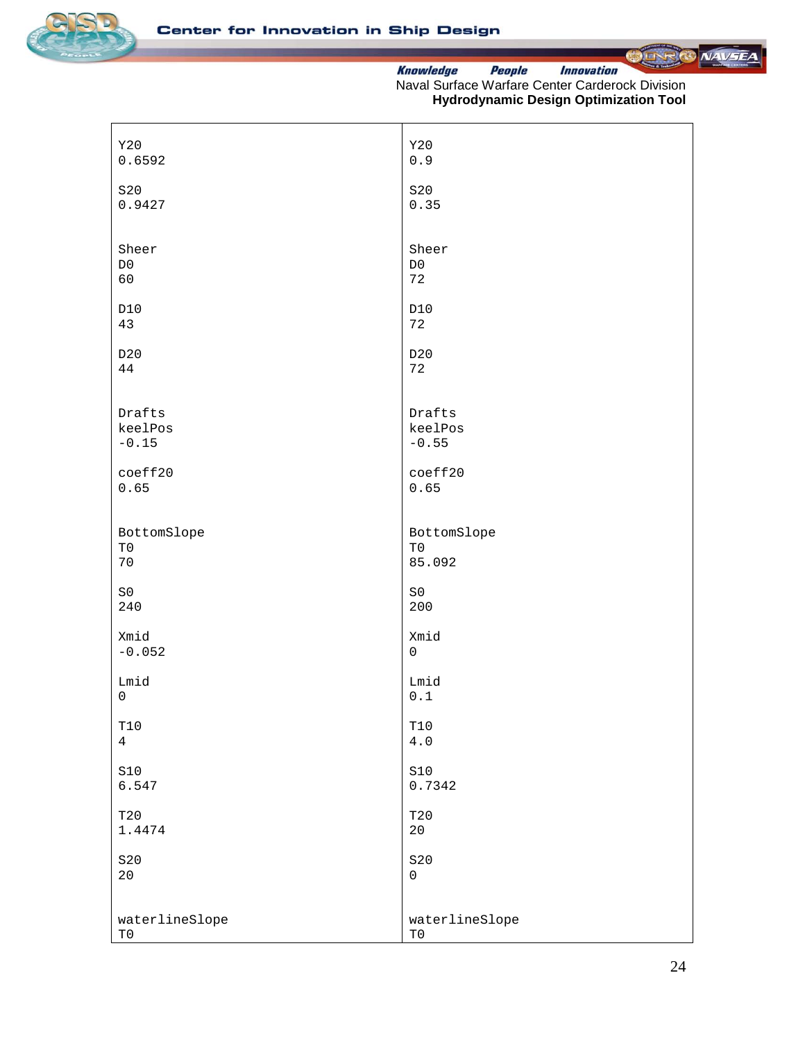| | |
|---|---|
| Y20<br>0.6592<br><br>S20<br>0.9427<br><br><br>Sheer<br>D0<br>60<br><br>D10<br>43<br><br>D20<br>44<br><br><br>Drafts<br>keelPos<br>-0.15<br><br>coeff20<br>0.65<br><br><br>BottomSlope<br>T0<br>70<br><br>S0<br>240<br><br>Xmid<br>-0.052<br><br>Lmid<br>0<br><br>T10<br>4<br><br>S10<br>6.547<br><br>T20<br>1.4474<br><br>S20<br>20<br><br><br>waterlineSlope<br>T0 | Y20<br>0.9<br><br>S20<br>0.35<br><br><br>Sheer<br>D0<br>72<br><br>D10<br>72<br><br>D20<br>72<br><br><br>Drafts<br>keelPos<br>-0.55<br><br>coeff20<br>0.65<br><br><br>BottomSlope<br>T0<br>85.092<br><br>S0<br>200<br><br>Xmid<br>0<br><br>Lmid<br>0.1<br><br>T10<br>4.0<br><br>S10<br>0.7342<br><br>T20<br>20<br><br>S20<br>0<br><br><br>waterlineSlope<br>T0 |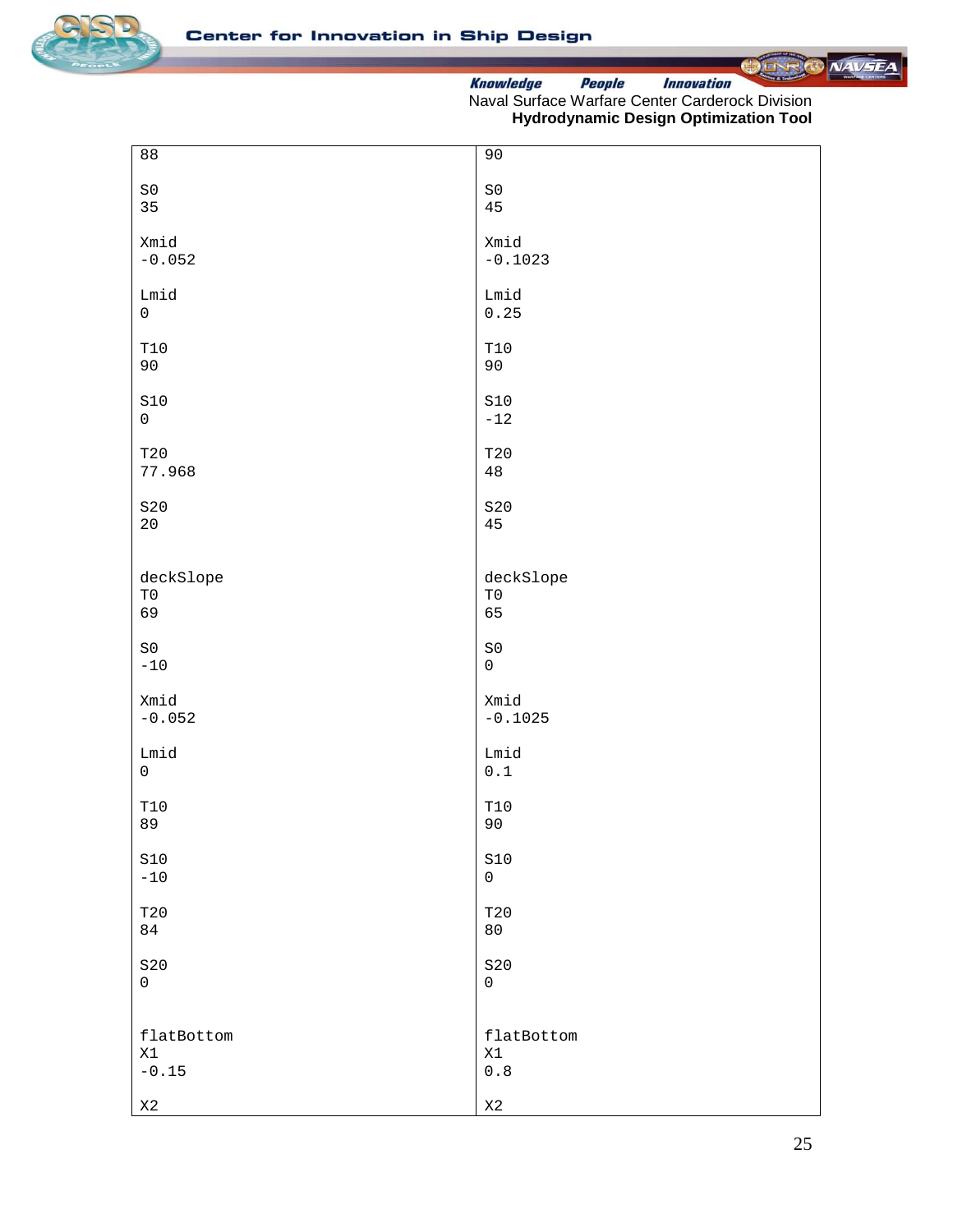| | |
|---|---|
| 88<br><br>S0<br>35<br><br>Xmid<br>-0.052<br><br>Lmid<br>0<br><br>T10<br>90<br><br>S10<br>0<br><br>T20<br>77.968<br><br>S20<br>20<br><br><br>deckSlope<br>T0<br>69<br><br>S0<br>-10<br><br>Xmid<br>-0.052<br><br>Lmid<br>0<br><br>T10<br>89<br><br>S10<br>-10<br><br>T20<br>84<br><br>S20<br>0<br><br><br>flatBottom<br>X1<br>-0.15<br><br>X2 | 90<br><br>S0<br>45<br><br>Xmid<br>-0.1023<br><br>Lmid<br>0.25<br><br>T10<br>90<br><br>S10<br>-12<br><br>T20<br>48<br><br>S20<br>45<br><br><br>deckSlope<br>T0<br>65<br><br>S0<br>0<br><br>Xmid<br>-0.1025<br><br>Lmid<br>0.1<br><br>T10<br>90<br><br>S10<br>0<br><br>T20<br>80<br><br>S20<br>0<br><br><br>flatBottom<br>X1<br>0.8<br><br>X2 |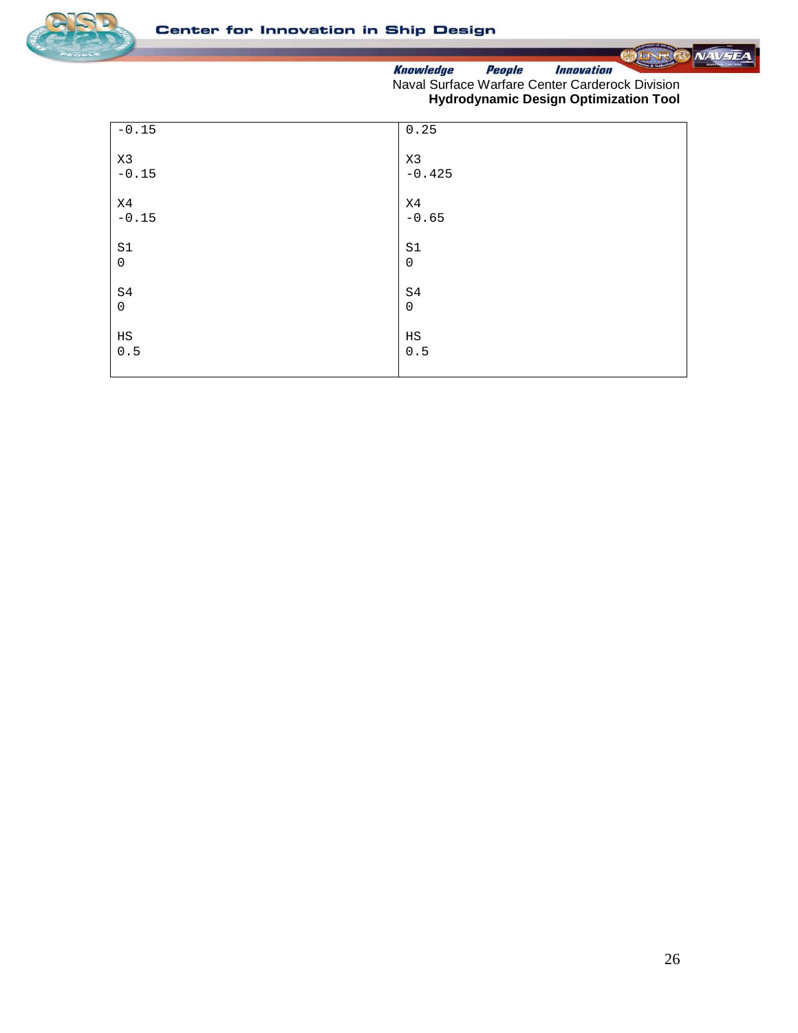| | |
|---|---|
| -0.15<br><br>X3<br>-0.15<br><br>X4<br>-0.15<br><br>S1<br>0<br><br>S4<br>0<br><br>HS<br>0.5 | 0.25<br><br>X3<br>-0.425<br><br>X4<br>-0.65<br><br>S1<br>0<br><br>S4<br>0<br><br>HS<br>0.5 |